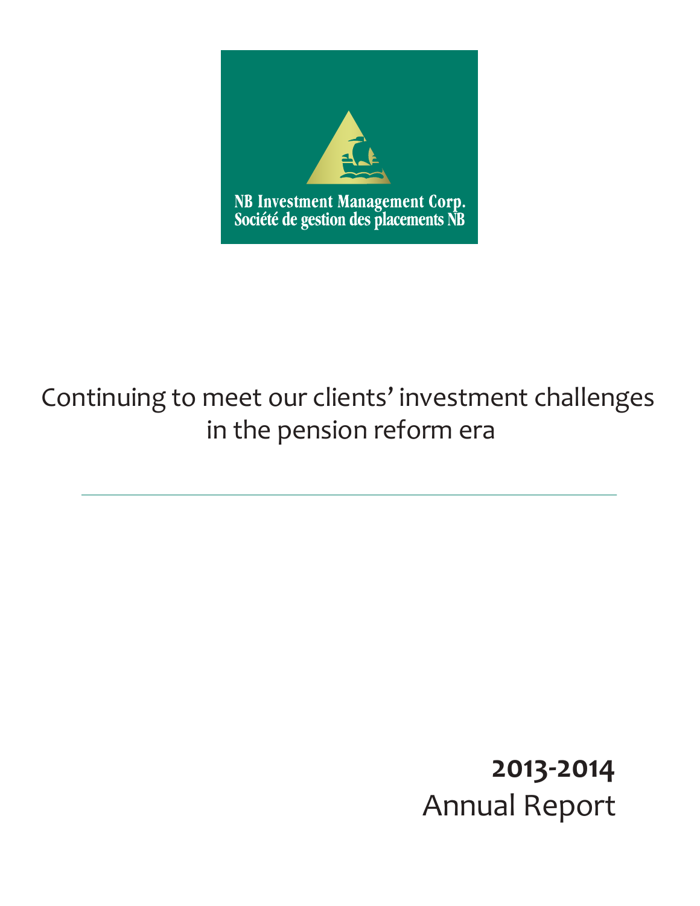NB Investment Management Corp.
Société de gestion des placements NB

# Continuing to meet our clients' investment challenges in the pension reform era

---

**2013-2014**
Annual Report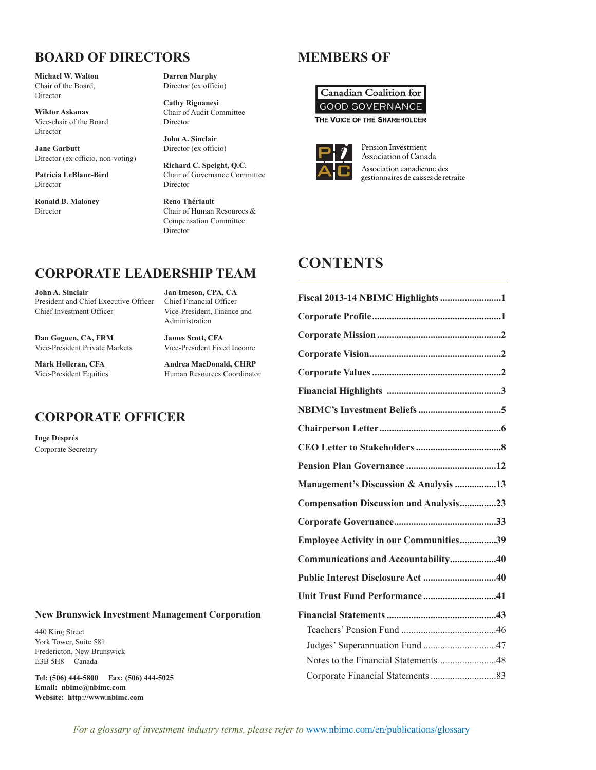## BOARD OF DIRECTORS

**Michael W. Walton**
Chair of the Board,
Director

**Wiktor Askanas**
Vice-chair of the Board
Director

**Jane Garbutt**
Director (ex officio, non-voting)

**Patricia LeBlanc-Bird**
Director

**Ronald B. Maloney**
Director

**Darren Murphy**
Director (ex officio)

**Cathy Rignanesi**
Chair of Audit Committee
Director

**John A. Sinclair**
Director (ex officio)

**Richard C. Speight, Q.C.**
Chair of Governance Committee
Director

**Reno Thériault**
Chair of Human Resources & Compensation Committee
Director

## CORPORATE LEADERSHIP TEAM

**John A. Sinclair**
President and Chief Executive Officer
Chief Investment Officer

**Jan Imeson, CPA, CA**
Chief Financial Officer
Vice-President, Finance and Administration

**Dan Goguen, CA, FRM**
Vice-President Private Markets

**James Scott, CFA**
Vice-President Fixed Income

**Mark Holleran, CFA**
Vice-President Equities

**Andrea MacDonald, CHRP**
Human Resources Coordinator

## CORPORATE OFFICER

**Inge Després**
Corporate Secretary

**New Brunswick Investment Management Corporation**

440 King Street
York Tower, Suite 581
Fredericton, New Brunswick
E3B 5H8 Canada

**Tel: (506) 444-5800 Fax: (506) 444-5025**
**Email: nbimc@nbimc.com**
**Website: http://www.nbimc.com**

## MEMBERS OF

Canadian Coalition for GOOD GOVERNANCE
THE VOICE OF THE SHAREHOLDER

Pension Investment Association of Canada
Association canadienne des gestionnaires de caisses de retraite

## CONTENTS

**Fiscal 2013-14 NBIMC Highlights** .......... 1
**Corporate Profile** .......... 1
**Corporate Mission** .......... 2
**Corporate Vision** .......... 2
**Corporate Values** .......... 2
**Financial Highlights** .......... 3
**NBIMC's Investment Beliefs** .......... 5
**Chairperson Letter** .......... 6
**CEO Letter to Stakeholders** .......... 8
**Pension Plan Governance** .......... 12
**Management's Discussion & Analysis** .......... 13
**Compensation Discussion and Analysis** .......... 23
**Corporate Governance** .......... 33
**Employee Activity in our Communities** .......... 39
**Communications and Accountability** .......... 40
**Public Interest Disclosure Act** .......... 40
**Unit Trust Fund Performance** .......... 41
**Financial Statements** .......... 43
- Teachers' Pension Fund .......... 46
- Judges' Superannuation Fund .......... 47
- Notes to the Financial Statements .......... 48
- Corporate Financial Statements .......... 83

*For a glossary of investment industry terms, please refer to* www.nbimc.com/en/publications/glossary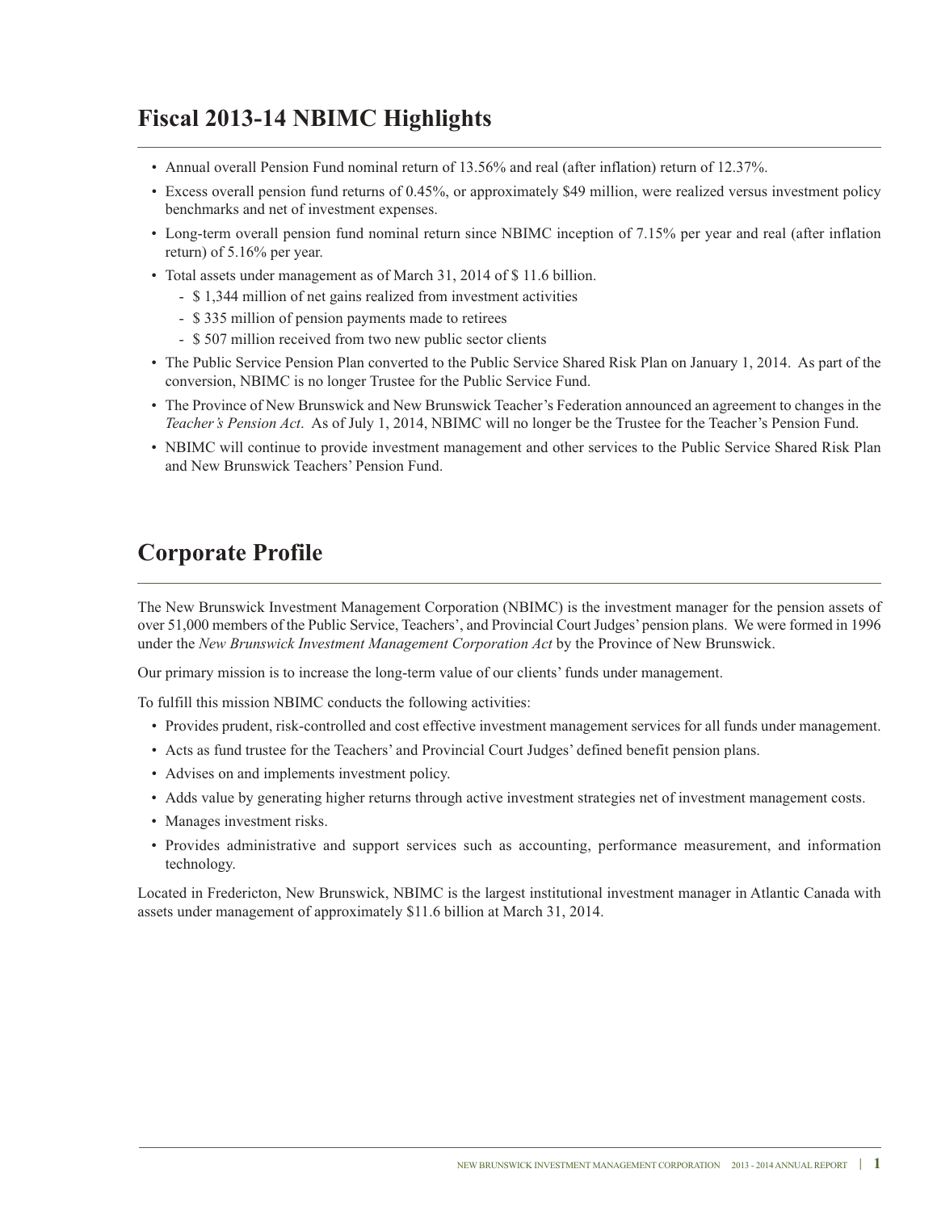## Fiscal 2013-14 NBIMC Highlights

- Annual overall Pension Fund nominal return of 13.56% and real (after inflation) return of 12.37%.
- Excess overall pension fund returns of 0.45%, or approximately $49 million, were realized versus investment policy benchmarks and net of investment expenses.
- Long-term overall pension fund nominal return since NBIMC inception of 7.15% per year and real (after inflation return) of 5.16% per year.
- Total assets under management as of March 31, 2014 of $ 11.6 billion.
  - $ 1,344 million of net gains realized from investment activities
  - $ 335 million of pension payments made to retirees
  - $ 507 million received from two new public sector clients
- The Public Service Pension Plan converted to the Public Service Shared Risk Plan on January 1, 2014. As part of the conversion, NBIMC is no longer Trustee for the Public Service Fund.
- The Province of New Brunswick and New Brunswick Teacher's Federation announced an agreement to changes in the *Teacher's Pension Act*. As of July 1, 2014, NBIMC will no longer be the Trustee for the Teacher's Pension Fund.
- NBIMC will continue to provide investment management and other services to the Public Service Shared Risk Plan and New Brunswick Teachers' Pension Fund.

## Corporate Profile

The New Brunswick Investment Management Corporation (NBIMC) is the investment manager for the pension assets of over 51,000 members of the Public Service, Teachers', and Provincial Court Judges' pension plans. We were formed in 1996 under the *New Brunswick Investment Management Corporation Act* by the Province of New Brunswick.

Our primary mission is to increase the long-term value of our clients' funds under management.

To fulfill this mission NBIMC conducts the following activities:

- Provides prudent, risk-controlled and cost effective investment management services for all funds under management.
- Acts as fund trustee for the Teachers' and Provincial Court Judges' defined benefit pension plans.
- Advises on and implements investment policy.
- Adds value by generating higher returns through active investment strategies net of investment management costs.
- Manages investment risks.
- Provides administrative and support services such as accounting, performance measurement, and information technology.

Located in Fredericton, New Brunswick, NBIMC is the largest institutional investment manager in Atlantic Canada with assets under management of approximately $11.6 billion at March 31, 2014.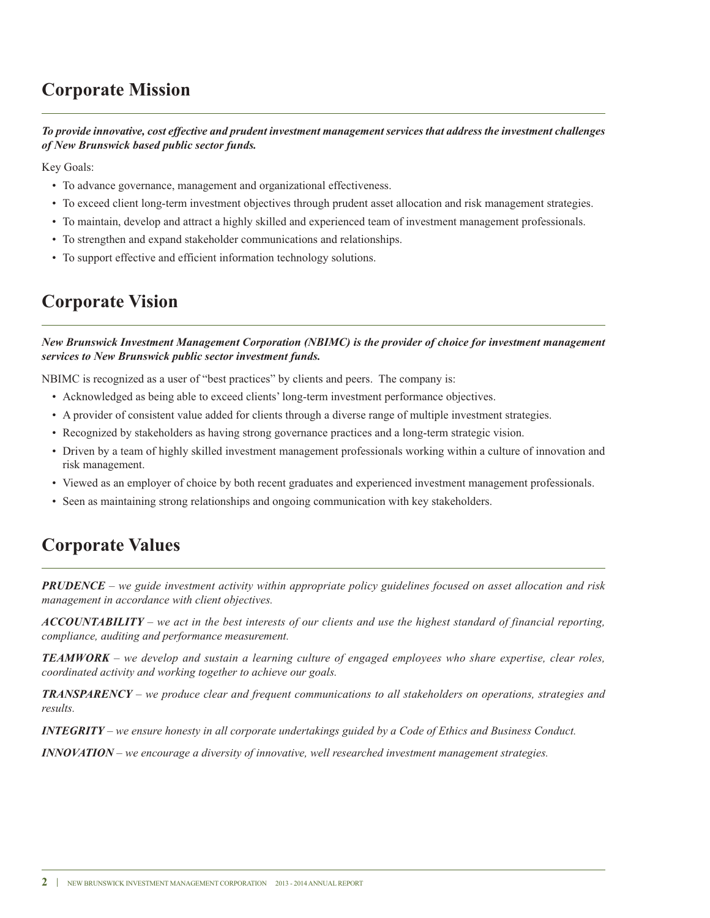## Corporate Mission

***To provide innovative, cost effective and prudent investment management services that address the investment challenges of New Brunswick based public sector funds.***

Key Goals:

- To advance governance, management and organizational effectiveness.
- To exceed client long-term investment objectives through prudent asset allocation and risk management strategies.
- To maintain, develop and attract a highly skilled and experienced team of investment management professionals.
- To strengthen and expand stakeholder communications and relationships.
- To support effective and efficient information technology solutions.

## Corporate Vision

***New Brunswick Investment Management Corporation (NBIMC) is the provider of choice for investment management services to New Brunswick public sector investment funds.***

NBIMC is recognized as a user of "best practices" by clients and peers. The company is:

- Acknowledged as being able to exceed clients' long-term investment performance objectives.
- A provider of consistent value added for clients through a diverse range of multiple investment strategies.
- Recognized by stakeholders as having strong governance practices and a long-term strategic vision.
- Driven by a team of highly skilled investment management professionals working within a culture of innovation and risk management.
- Viewed as an employer of choice by both recent graduates and experienced investment management professionals.
- Seen as maintaining strong relationships and ongoing communication with key stakeholders.

## Corporate Values

***PRUDENCE*** *– we guide investment activity within appropriate policy guidelines focused on asset allocation and risk management in accordance with client objectives.*

***ACCOUNTABILITY*** *– we act in the best interests of our clients and use the highest standard of financial reporting, compliance, auditing and performance measurement.*

***TEAMWORK*** *– we develop and sustain a learning culture of engaged employees who share expertise, clear roles, coordinated activity and working together to achieve our goals.*

***TRANSPARENCY*** *– we produce clear and frequent communications to all stakeholders on operations, strategies and results.*

***INTEGRITY*** *– we ensure honesty in all corporate undertakings guided by a Code of Ethics and Business Conduct.*

***INNOVATION*** *– we encourage a diversity of innovative, well researched investment management strategies.*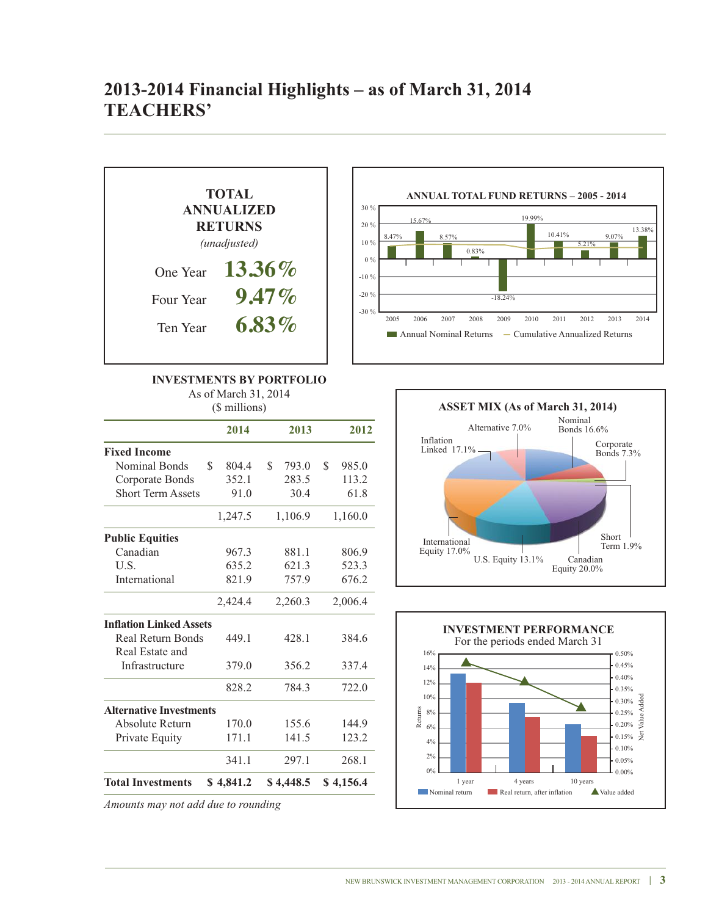# 2013-2014 Financial Highlights – as of March 31, 2014
# TEACHERS'

**TOTAL ANNUALIZED RETURNS**

*(unadjusted)*

| | |
|---|---|
| One Year | **13.36%** |
| Four Year | **9.47%** |
| Ten Year | **6.83%** |

**ANNUAL TOTAL FUND RETURNS – 2005 - 2014**

| Year | 2005 | 2006 | 2007 | 2008 | 2009 | 2010 | 2011 | 2012 | 2013 | 2014 |
|---|---|---|---|---|---|---|---|---|---|---|
| Annual Nominal Returns | 8.47% | 15.67% | 8.57% | 0.83% | -18.24% | 19.99% | 10.41% | 5.21% | 9.07% | 13.38% |

Annual Nominal Returns — Cumulative Annualized Returns

**INVESTMENTS BY PORTFOLIO**
As of March 31, 2014
($ millions)

| | 2014 | 2013 | 2012 |
|---|---|---|---|
| **Fixed Income** | | | |
| Nominal Bonds | $ 804.4 | $ 793.0 | $ 985.0 |
| Corporate Bonds | 352.1 | 283.5 | 113.2 |
| Short Term Assets | 91.0 | 30.4 | 61.8 |
| | 1,247.5 | 1,106.9 | 1,160.0 |
| **Public Equities** | | | |
| Canadian | 967.3 | 881.1 | 806.9 |
| U.S. | 635.2 | 621.3 | 523.3 |
| International | 821.9 | 757.9 | 676.2 |
| | 2,424.4 | 2,260.3 | 2,006.4 |
| **Inflation Linked Assets** | | | |
| Real Return Bonds | 449.1 | 428.1 | 384.6 |
| Real Estate and Infrastructure | 379.0 | 356.2 | 337.4 |
| | 828.2 | 784.3 | 722.0 |
| **Alternative Investments** | | | |
| Absolute Return | 170.0 | 155.6 | 144.9 |
| Private Equity | 171.1 | 141.5 | 123.2 |
| | 341.1 | 297.1 | 268.1 |
| **Total Investments** | **$ 4,841.2** | **$ 4,448.5** | **$ 4,156.4** |

*Amounts may not add due to rounding*

**ASSET MIX (As of March 31, 2014)**

- Nominal Bonds 16.6%
- Corporate Bonds 7.3%
- Short Term 1.9%
- Canadian Equity 20.0%
- U.S. Equity 13.1%
- International Equity 17.0%
- Inflation Linked 17.1%
- Alternative 7.0%

**INVESTMENT PERFORMANCE**
For the periods ended March 31

Nominal return — Real return, after inflation — Value added

(Chart: Returns by 1 year, 4 years, 10 years; Net Value Added axis 0.00% – 0.50%)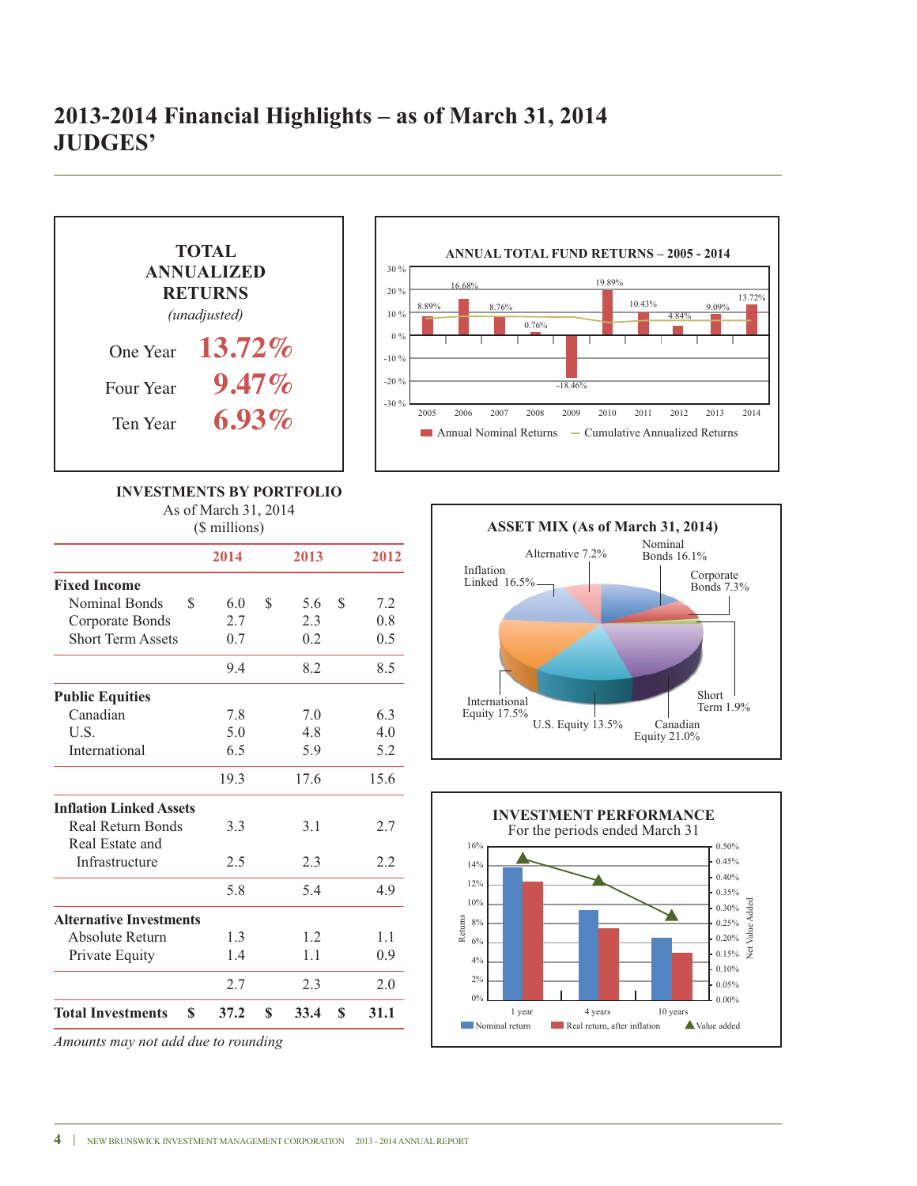# 2013-2014 Financial Highlights – as of March 31, 2014
# JUDGES'

**TOTAL ANNUALIZED RETURNS**
*(unadjusted)*

| | |
|---|---|
| One Year | 13.72% |
| Four Year | 9.47% |
| Ten Year | 6.93% |

**ANNUAL TOTAL FUND RETURNS – 2005 - 2014**

| 2005 | 2006 | 2007 | 2008 | 2009 | 2010 | 2011 | 2012 | 2013 | 2014 |
|---|---|---|---|---|---|---|---|---|---|
| 8.89% | 16.68% | 8.76% | 0.76% | -18.46% | 19.89% | 10.43% | 4.84% | 9.09% | 13.72% |

Annual Nominal Returns — Cumulative Annualized Returns

**INVESTMENTS BY PORTFOLIO**
As of March 31, 2014
($ millions)

| | 2014 | 2013 | 2012 |
|---|---|---|---|
| **Fixed Income** | | | |
| Nominal Bonds | $ 6.0 | $ 5.6 | $ 7.2 |
| Corporate Bonds | 2.7 | 2.3 | 0.8 |
| Short Term Assets | 0.7 | 0.2 | 0.5 |
| | 9.4 | 8.2 | 8.5 |
| **Public Equities** | | | |
| Canadian | 7.8 | 7.0 | 6.3 |
| U.S. | 5.0 | 4.8 | 4.0 |
| International | 6.5 | 5.9 | 5.2 |
| | 19.3 | 17.6 | 15.6 |
| **Inflation Linked Assets** | | | |
| Real Return Bonds | 3.3 | 3.1 | 2.7 |
| Real Estate and Infrastructure | 2.5 | 2.3 | 2.2 |
| | 5.8 | 5.4 | 4.9 |
| **Alternative Investments** | | | |
| Absolute Return | 1.3 | 1.2 | 1.1 |
| Private Equity | 1.4 | 1.1 | 0.9 |
| | 2.7 | 2.3 | 2.0 |
| **Total Investments** | **$ 37.2** | **$ 33.4** | **$ 31.1** |

*Amounts may not add due to rounding*

**ASSET MIX (As of March 31, 2014)**

| Asset Class | % |
|---|---|
| Nominal Bonds | 16.1% |
| Corporate Bonds | 7.3% |
| Short Term | 1.9% |
| Canadian Equity | 21.0% |
| U.S. Equity | 13.5% |
| International Equity | 17.5% |
| Inflation Linked | 16.5% |
| Alternative | 7.2% |

**INVESTMENT PERFORMANCE**
For the periods ended March 31

Nominal return — Real return, after inflation — Value added

| | 1 year | 4 years | 10 years |
|---|---|---|---|
| Returns axis (0%–16%) / Net Value Added axis (0.00%–0.50%) | | | |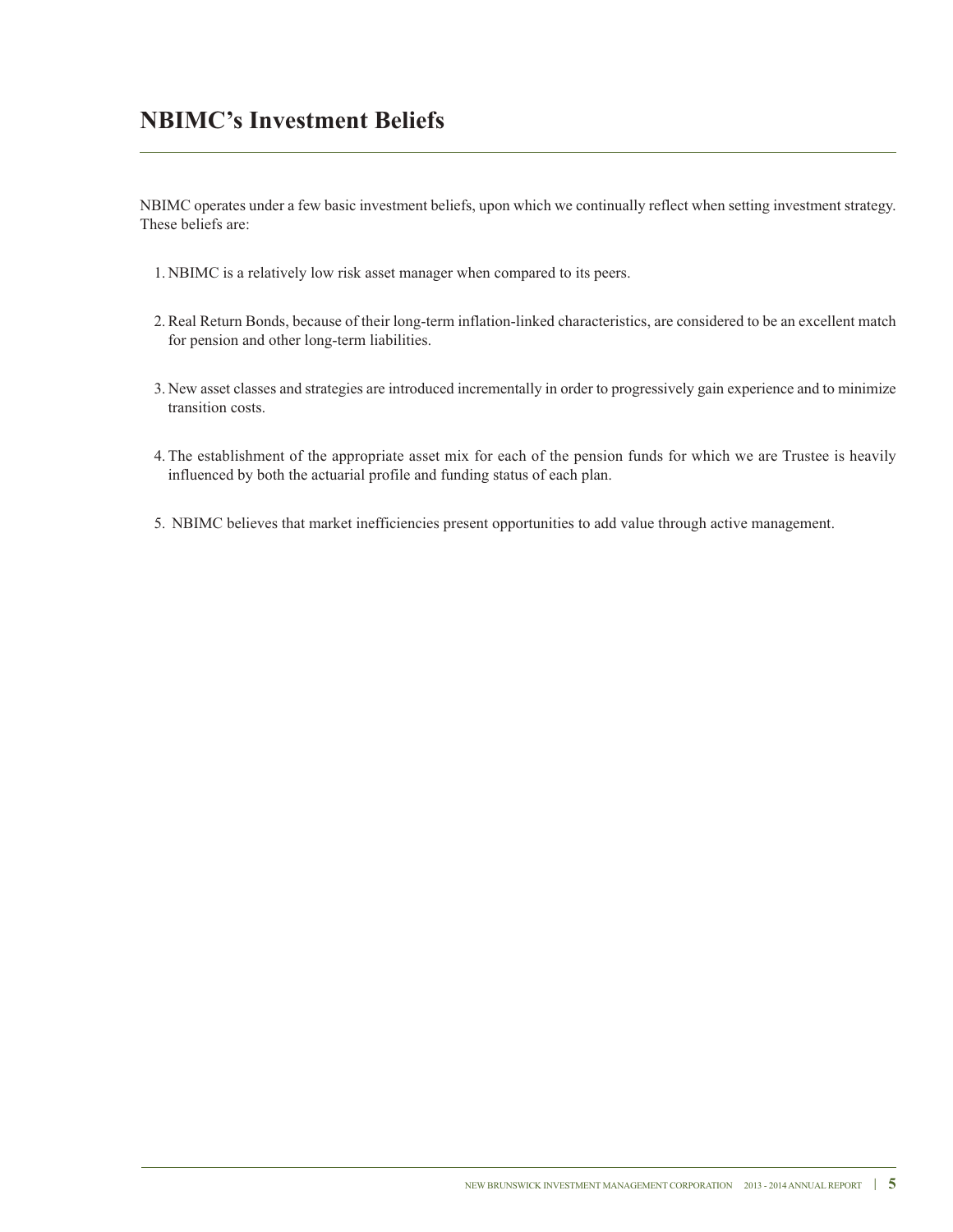## NBIMC's Investment Beliefs

NBIMC operates under a few basic investment beliefs, upon which we continually reflect when setting investment strategy. These beliefs are:

1. NBIMC is a relatively low risk asset manager when compared to its peers.

2. Real Return Bonds, because of their long-term inflation-linked characteristics, are considered to be an excellent match for pension and other long-term liabilities.

3. New asset classes and strategies are introduced incrementally in order to progressively gain experience and to minimize transition costs.

4. The establishment of the appropriate asset mix for each of the pension funds for which we are Trustee is heavily influenced by both the actuarial profile and funding status of each plan.

5. NBIMC believes that market inefficiencies present opportunities to add value through active management.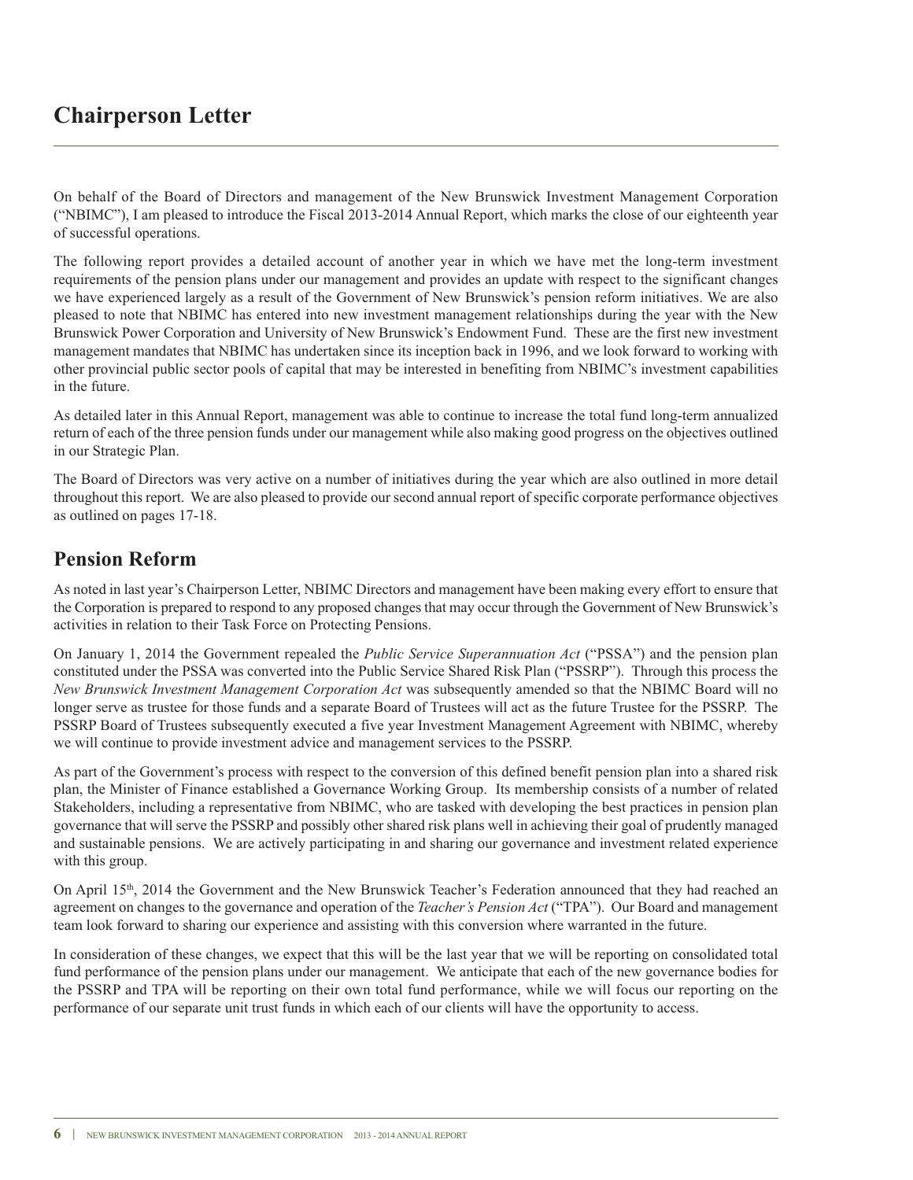# Chairperson Letter

On behalf of the Board of Directors and management of the New Brunswick Investment Management Corporation ("NBIMC"), I am pleased to introduce the Fiscal 2013-2014 Annual Report, which marks the close of our eighteenth year of successful operations.

The following report provides a detailed account of another year in which we have met the long-term investment requirements of the pension plans under our management and provides an update with respect to the significant changes we have experienced largely as a result of the Government of New Brunswick's pension reform initiatives. We are also pleased to note that NBIMC has entered into new investment management relationships during the year with the New Brunswick Power Corporation and University of New Brunswick's Endowment Fund. These are the first new investment management mandates that NBIMC has undertaken since its inception back in 1996, and we look forward to working with other provincial public sector pools of capital that may be interested in benefiting from NBIMC's investment capabilities in the future.

As detailed later in this Annual Report, management was able to continue to increase the total fund long-term annualized return of each of the three pension funds under our management while also making good progress on the objectives outlined in our Strategic Plan.

The Board of Directors was very active on a number of initiatives during the year which are also outlined in more detail throughout this report. We are also pleased to provide our second annual report of specific corporate performance objectives as outlined on pages 17-18.

## Pension Reform

As noted in last year's Chairperson Letter, NBIMC Directors and management have been making every effort to ensure that the Corporation is prepared to respond to any proposed changes that may occur through the Government of New Brunswick's activities in relation to their Task Force on Protecting Pensions.

On January 1, 2014 the Government repealed the *Public Service Superannuation Act* ("PSSA") and the pension plan constituted under the PSSA was converted into the Public Service Shared Risk Plan ("PSSRP"). Through this process the *New Brunswick Investment Management Corporation Act* was subsequently amended so that the NBIMC Board will no longer serve as trustee for those funds and a separate Board of Trustees will act as the future Trustee for the PSSRP. The PSSRP Board of Trustees subsequently executed a five year Investment Management Agreement with NBIMC, whereby we will continue to provide investment advice and management services to the PSSRP.

As part of the Government's process with respect to the conversion of this defined benefit pension plan into a shared risk plan, the Minister of Finance established a Governance Working Group. Its membership consists of a number of related Stakeholders, including a representative from NBIMC, who are tasked with developing the best practices in pension plan governance that will serve the PSSRP and possibly other shared risk plans well in achieving their goal of prudently managed and sustainable pensions. We are actively participating in and sharing our governance and investment related experience with this group.

On April 15th, 2014 the Government and the New Brunswick Teacher's Federation announced that they had reached an agreement on changes to the governance and operation of the *Teacher's Pension Act* ("TPA"). Our Board and management team look forward to sharing our experience and assisting with this conversion where warranted in the future.

In consideration of these changes, we expect that this will be the last year that we will be reporting on consolidated total fund performance of the pension plans under our management. We anticipate that each of the new governance bodies for the PSSRP and TPA will be reporting on their own total fund performance, while we will focus our reporting on the performance of our separate unit trust funds in which each of our clients will have the opportunity to access.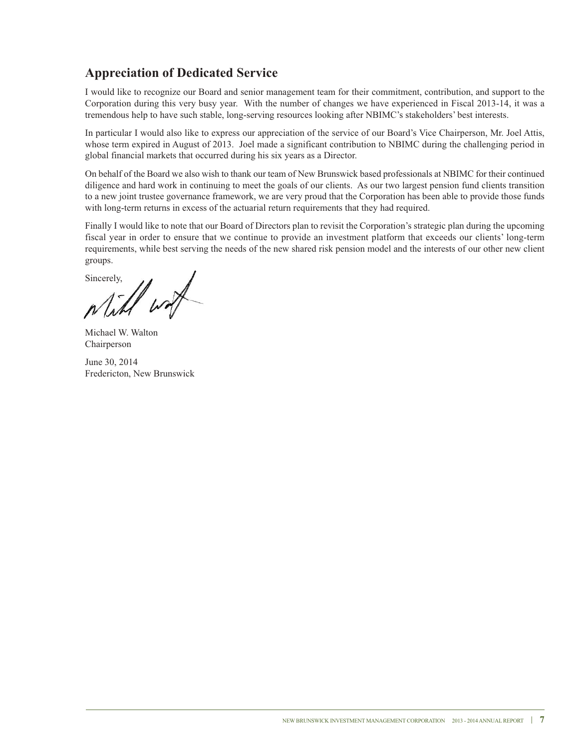## Appreciation of Dedicated Service

I would like to recognize our Board and senior management team for their commitment, contribution, and support to the Corporation during this very busy year. With the number of changes we have experienced in Fiscal 2013-14, it was a tremendous help to have such stable, long-serving resources looking after NBIMC's stakeholders' best interests.

In particular I would also like to express our appreciation of the service of our Board's Vice Chairperson, Mr. Joel Attis, whose term expired in August of 2013. Joel made a significant contribution to NBIMC during the challenging period in global financial markets that occurred during his six years as a Director.

On behalf of the Board we also wish to thank our team of New Brunswick based professionals at NBIMC for their continued diligence and hard work in continuing to meet the goals of our clients. As our two largest pension fund clients transition to a new joint trustee governance framework, we are very proud that the Corporation has been able to provide those funds with long-term returns in excess of the actuarial return requirements that they had required.

Finally I would like to note that our Board of Directors plan to revisit the Corporation's strategic plan during the upcoming fiscal year in order to ensure that we continue to provide an investment platform that exceeds our clients' long-term requirements, while best serving the needs of the new shared risk pension model and the interests of our other new client groups.

Sincerely,

Michael W. Walton
Chairperson

June 30, 2014
Fredericton, New Brunswick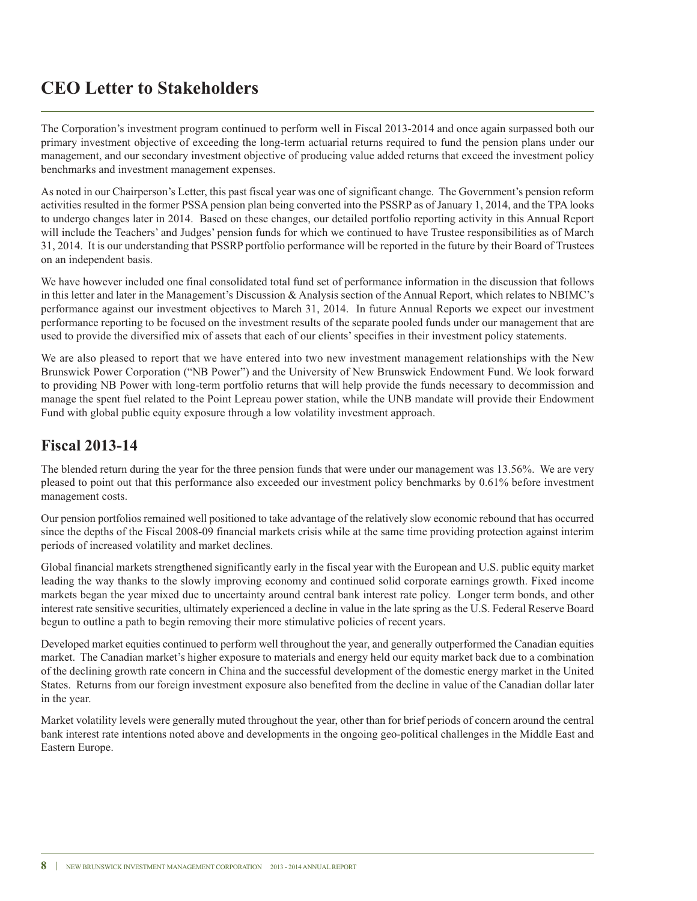# CEO Letter to Stakeholders

The Corporation's investment program continued to perform well in Fiscal 2013-2014 and once again surpassed both our primary investment objective of exceeding the long-term actuarial returns required to fund the pension plans under our management, and our secondary investment objective of producing value added returns that exceed the investment policy benchmarks and investment management expenses.

As noted in our Chairperson's Letter, this past fiscal year was one of significant change. The Government's pension reform activities resulted in the former PSSA pension plan being converted into the PSSRP as of January 1, 2014, and the TPA looks to undergo changes later in 2014. Based on these changes, our detailed portfolio reporting activity in this Annual Report will include the Teachers' and Judges' pension funds for which we continued to have Trustee responsibilities as of March 31, 2014. It is our understanding that PSSRP portfolio performance will be reported in the future by their Board of Trustees on an independent basis.

We have however included one final consolidated total fund set of performance information in the discussion that follows in this letter and later in the Management's Discussion & Analysis section of the Annual Report, which relates to NBIMC's performance against our investment objectives to March 31, 2014. In future Annual Reports we expect our investment performance reporting to be focused on the investment results of the separate pooled funds under our management that are used to provide the diversified mix of assets that each of our clients' specifies in their investment policy statements.

We are also pleased to report that we have entered into two new investment management relationships with the New Brunswick Power Corporation ("NB Power") and the University of New Brunswick Endowment Fund. We look forward to providing NB Power with long-term portfolio returns that will help provide the funds necessary to decommission and manage the spent fuel related to the Point Lepreau power station, while the UNB mandate will provide their Endowment Fund with global public equity exposure through a low volatility investment approach.

## Fiscal 2013-14

The blended return during the year for the three pension funds that were under our management was 13.56%. We are very pleased to point out that this performance also exceeded our investment policy benchmarks by 0.61% before investment management costs.

Our pension portfolios remained well positioned to take advantage of the relatively slow economic rebound that has occurred since the depths of the Fiscal 2008-09 financial markets crisis while at the same time providing protection against interim periods of increased volatility and market declines.

Global financial markets strengthened significantly early in the fiscal year with the European and U.S. public equity market leading the way thanks to the slowly improving economy and continued solid corporate earnings growth. Fixed income markets began the year mixed due to uncertainty around central bank interest rate policy. Longer term bonds, and other interest rate sensitive securities, ultimately experienced a decline in value in the late spring as the U.S. Federal Reserve Board begun to outline a path to begin removing their more stimulative policies of recent years.

Developed market equities continued to perform well throughout the year, and generally outperformed the Canadian equities market. The Canadian market's higher exposure to materials and energy held our equity market back due to a combination of the declining growth rate concern in China and the successful development of the domestic energy market in the United States. Returns from our foreign investment exposure also benefited from the decline in value of the Canadian dollar later in the year.

Market volatility levels were generally muted throughout the year, other than for brief periods of concern around the central bank interest rate intentions noted above and developments in the ongoing geo-political challenges in the Middle East and Eastern Europe.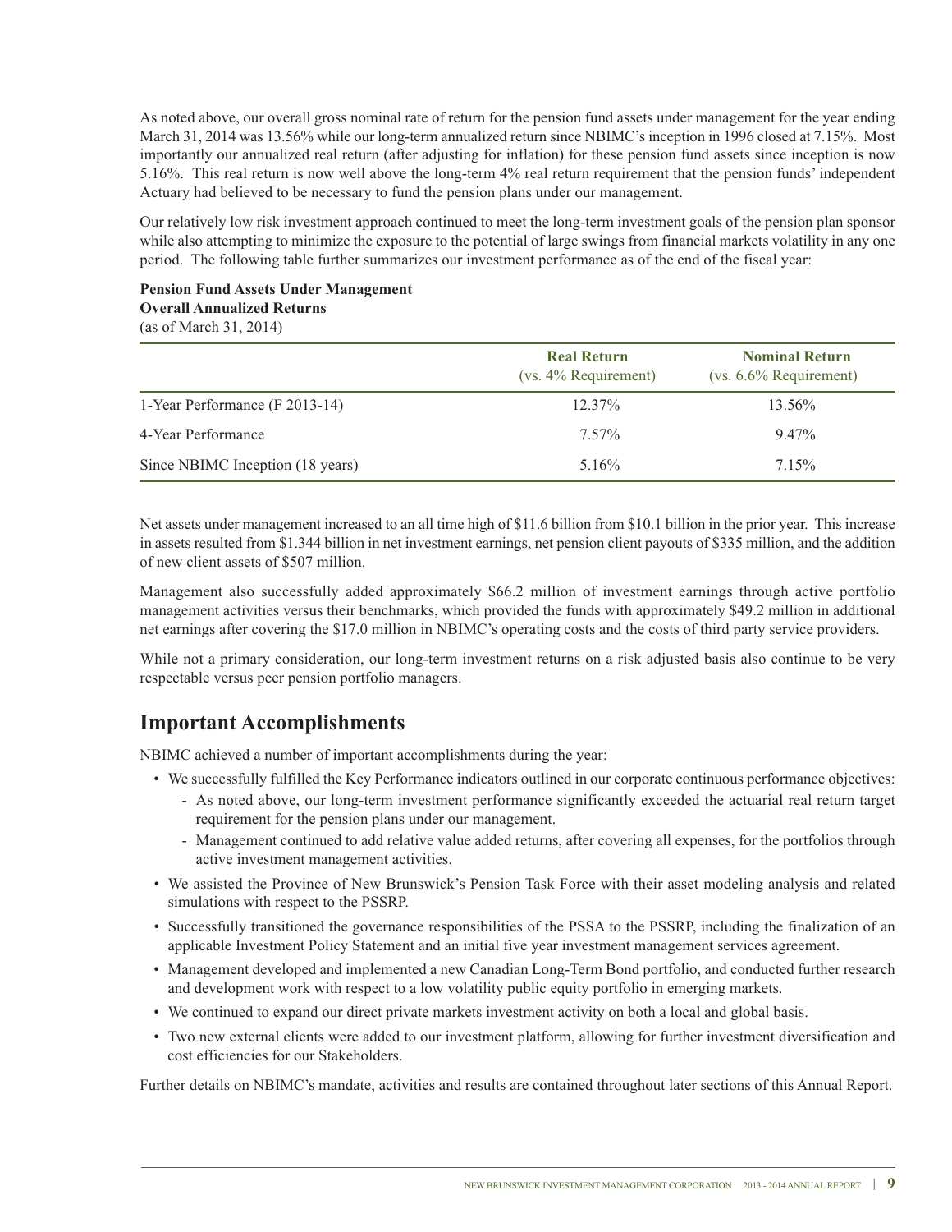As noted above, our overall gross nominal rate of return for the pension fund assets under management for the year ending March 31, 2014 was 13.56% while our long-term annualized return since NBIMC's inception in 1996 closed at 7.15%. Most importantly our annualized real return (after adjusting for inflation) for these pension fund assets since inception is now 5.16%. This real return is now well above the long-term 4% real return requirement that the pension funds' independent Actuary had believed to be necessary to fund the pension plans under our management.

Our relatively low risk investment approach continued to meet the long-term investment goals of the pension plan sponsor while also attempting to minimize the exposure to the potential of large swings from financial markets volatility in any one period. The following table further summarizes our investment performance as of the end of the fiscal year:

**Pension Fund Assets Under Management**
**Overall Annualized Returns**
(as of March 31, 2014)

| | Real Return (vs. 4% Requirement) | Nominal Return (vs. 6.6% Requirement) |
|---|---|---|
| 1-Year Performance (F 2013-14) | 12.37% | 13.56% |
| 4-Year Performance | 7.57% | 9.47% |
| Since NBIMC Inception (18 years) | 5.16% | 7.15% |

Net assets under management increased to an all time high of $11.6 billion from $10.1 billion in the prior year. This increase in assets resulted from $1.344 billion in net investment earnings, net pension client payouts of $335 million, and the addition of new client assets of $507 million.

Management also successfully added approximately $66.2 million of investment earnings through active portfolio management activities versus their benchmarks, which provided the funds with approximately $49.2 million in additional net earnings after covering the $17.0 million in NBIMC's operating costs and the costs of third party service providers.

While not a primary consideration, our long-term investment returns on a risk adjusted basis also continue to be very respectable versus peer pension portfolio managers.

## Important Accomplishments

NBIMC achieved a number of important accomplishments during the year:

- We successfully fulfilled the Key Performance indicators outlined in our corporate continuous performance objectives:
  - As noted above, our long-term investment performance significantly exceeded the actuarial real return target requirement for the pension plans under our management.
  - Management continued to add relative value added returns, after covering all expenses, for the portfolios through active investment management activities.
- We assisted the Province of New Brunswick's Pension Task Force with their asset modeling analysis and related simulations with respect to the PSSRP.
- Successfully transitioned the governance responsibilities of the PSSA to the PSSRP, including the finalization of an applicable Investment Policy Statement and an initial five year investment management services agreement.
- Management developed and implemented a new Canadian Long-Term Bond portfolio, and conducted further research and development work with respect to a low volatility public equity portfolio in emerging markets.
- We continued to expand our direct private markets investment activity on both a local and global basis.
- Two new external clients were added to our investment platform, allowing for further investment diversification and cost efficiencies for our Stakeholders.

Further details on NBIMC's mandate, activities and results are contained throughout later sections of this Annual Report.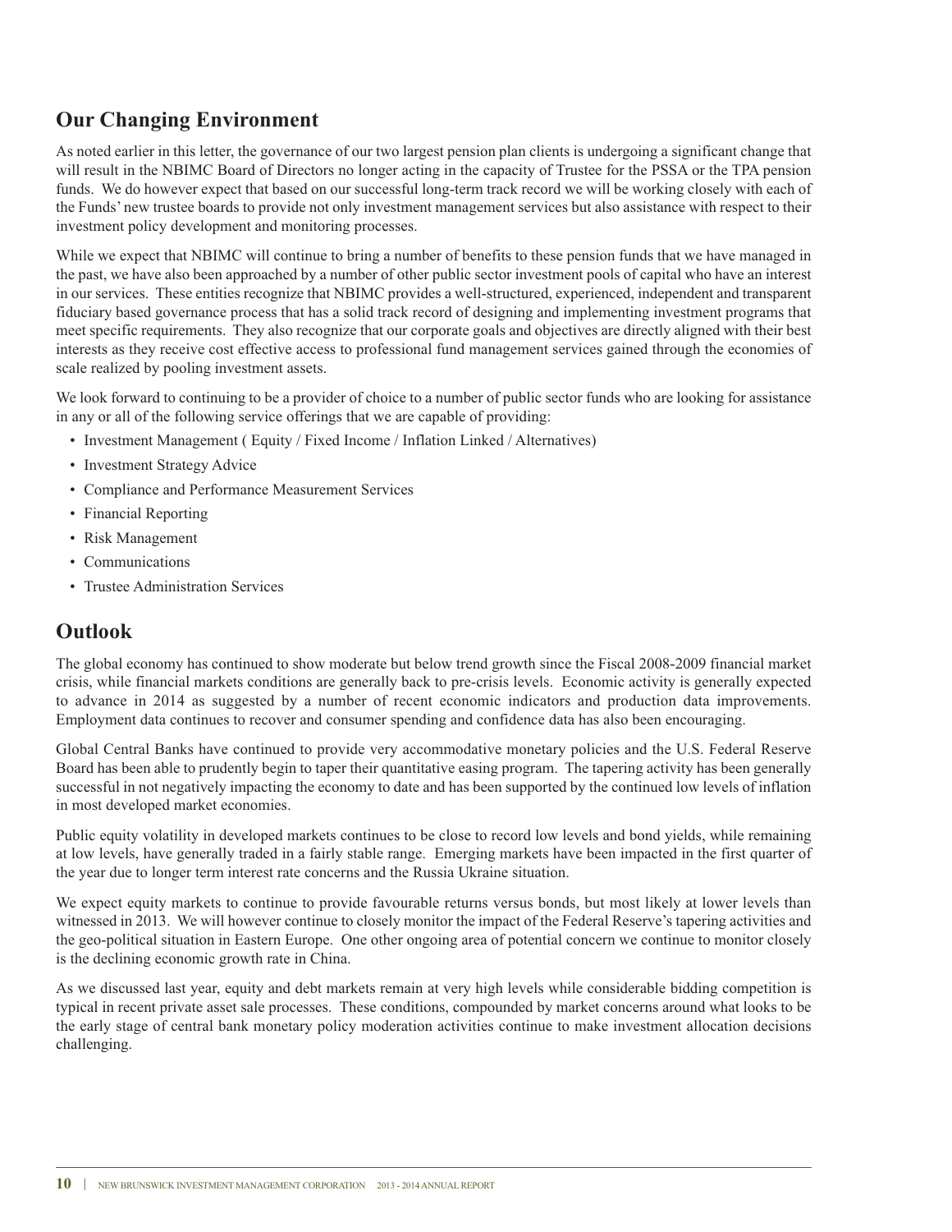## Our Changing Environment

As noted earlier in this letter, the governance of our two largest pension plan clients is undergoing a significant change that will result in the NBIMC Board of Directors no longer acting in the capacity of Trustee for the PSSA or the TPA pension funds. We do however expect that based on our successful long-term track record we will be working closely with each of the Funds' new trustee boards to provide not only investment management services but also assistance with respect to their investment policy development and monitoring processes.

While we expect that NBIMC will continue to bring a number of benefits to these pension funds that we have managed in the past, we have also been approached by a number of other public sector investment pools of capital who have an interest in our services. These entities recognize that NBIMC provides a well-structured, experienced, independent and transparent fiduciary based governance process that has a solid track record of designing and implementing investment programs that meet specific requirements. They also recognize that our corporate goals and objectives are directly aligned with their best interests as they receive cost effective access to professional fund management services gained through the economies of scale realized by pooling investment assets.

We look forward to continuing to be a provider of choice to a number of public sector funds who are looking for assistance in any or all of the following service offerings that we are capable of providing:

- Investment Management ( Equity / Fixed Income / Inflation Linked / Alternatives)
- Investment Strategy Advice
- Compliance and Performance Measurement Services
- Financial Reporting
- Risk Management
- Communications
- Trustee Administration Services

## Outlook

The global economy has continued to show moderate but below trend growth since the Fiscal 2008-2009 financial market crisis, while financial markets conditions are generally back to pre-crisis levels. Economic activity is generally expected to advance in 2014 as suggested by a number of recent economic indicators and production data improvements. Employment data continues to recover and consumer spending and confidence data has also been encouraging.

Global Central Banks have continued to provide very accommodative monetary policies and the U.S. Federal Reserve Board has been able to prudently begin to taper their quantitative easing program. The tapering activity has been generally successful in not negatively impacting the economy to date and has been supported by the continued low levels of inflation in most developed market economies.

Public equity volatility in developed markets continues to be close to record low levels and bond yields, while remaining at low levels, have generally traded in a fairly stable range. Emerging markets have been impacted in the first quarter of the year due to longer term interest rate concerns and the Russia Ukraine situation.

We expect equity markets to continue to provide favourable returns versus bonds, but most likely at lower levels than witnessed in 2013. We will however continue to closely monitor the impact of the Federal Reserve's tapering activities and the geo-political situation in Eastern Europe. One other ongoing area of potential concern we continue to monitor closely is the declining economic growth rate in China.

As we discussed last year, equity and debt markets remain at very high levels while considerable bidding competition is typical in recent private asset sale processes. These conditions, compounded by market concerns around what looks to be the early stage of central bank monetary policy moderation activities continue to make investment allocation decisions challenging.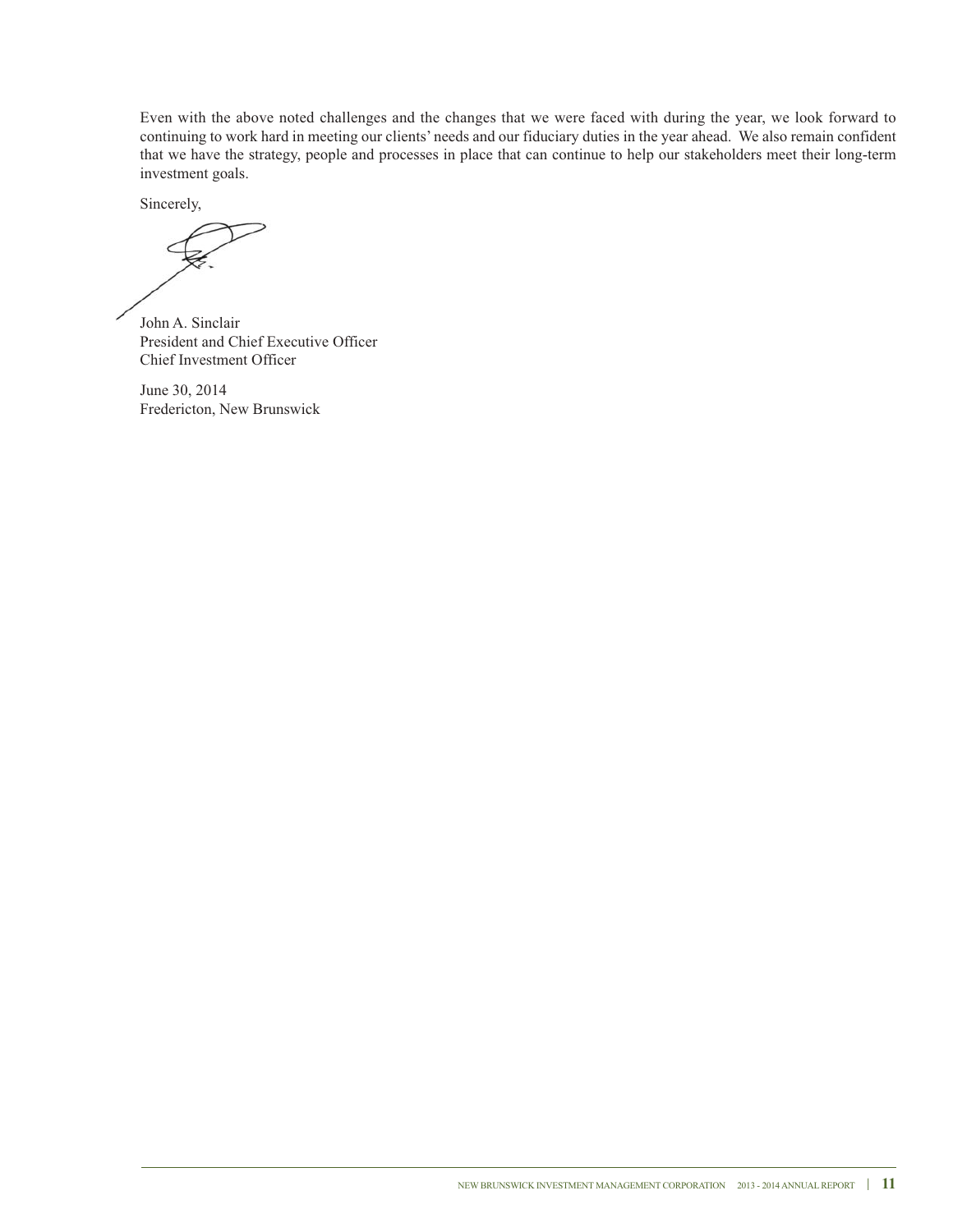Even with the above noted challenges and the changes that we were faced with during the year, we look forward to continuing to work hard in meeting our clients' needs and our fiduciary duties in the year ahead. We also remain confident that we have the strategy, people and processes in place that can continue to help our stakeholders meet their long-term investment goals.

Sincerely,

John A. Sinclair
President and Chief Executive Officer
Chief Investment Officer

June 30, 2014
Fredericton, New Brunswick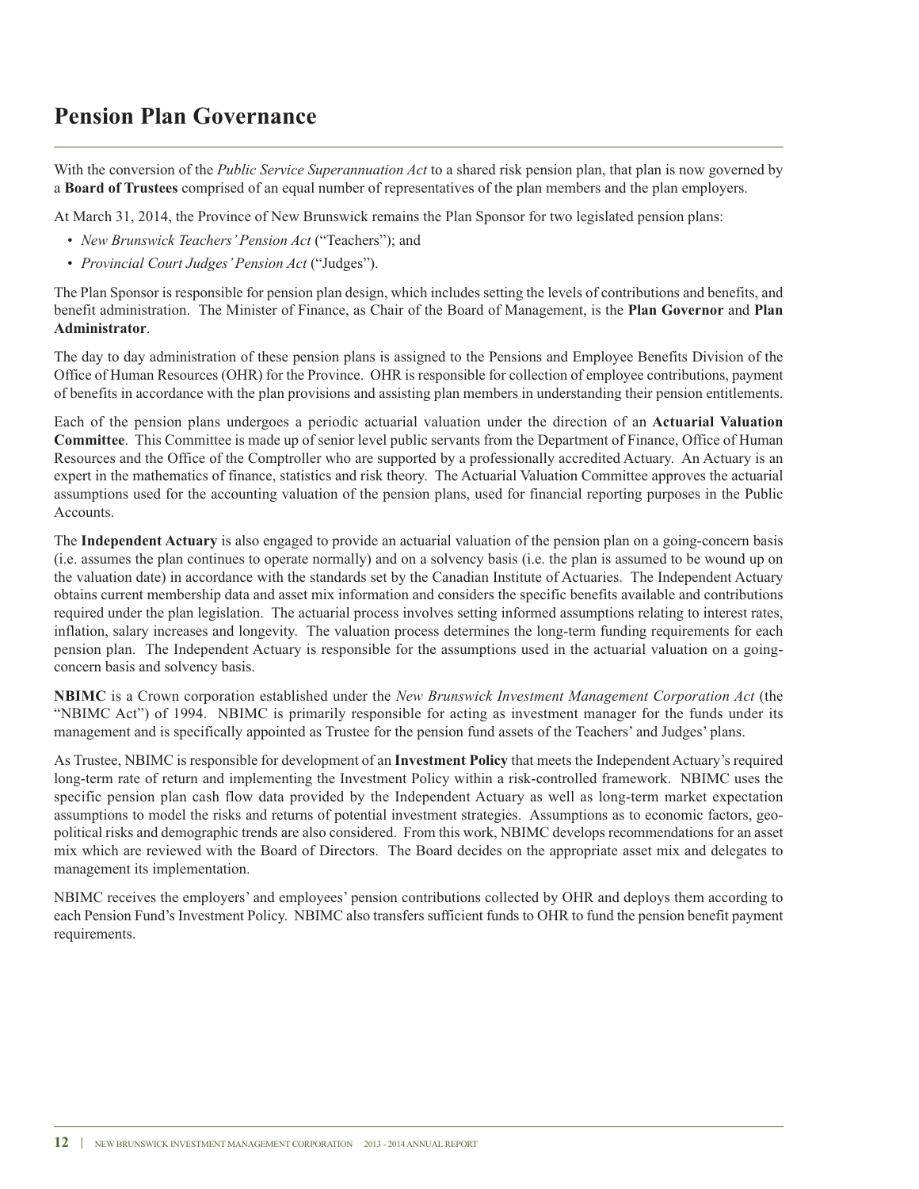# Pension Plan Governance

With the conversion of the *Public Service Superannuation Act* to a shared risk pension plan, that plan is now governed by a **Board of Trustees** comprised of an equal number of representatives of the plan members and the plan employers.

At March 31, 2014, the Province of New Brunswick remains the Plan Sponsor for two legislated pension plans:

- *New Brunswick Teachers' Pension Act* ("Teachers"); and
- *Provincial Court Judges' Pension Act* ("Judges").

The Plan Sponsor is responsible for pension plan design, which includes setting the levels of contributions and benefits, and benefit administration. The Minister of Finance, as Chair of the Board of Management, is the **Plan Governor** and **Plan Administrator**.

The day to day administration of these pension plans is assigned to the Pensions and Employee Benefits Division of the Office of Human Resources (OHR) for the Province. OHR is responsible for collection of employee contributions, payment of benefits in accordance with the plan provisions and assisting plan members in understanding their pension entitlements.

Each of the pension plans undergoes a periodic actuarial valuation under the direction of an **Actuarial Valuation Committee**. This Committee is made up of senior level public servants from the Department of Finance, Office of Human Resources and the Office of the Comptroller who are supported by a professionally accredited Actuary. An Actuary is an expert in the mathematics of finance, statistics and risk theory. The Actuarial Valuation Committee approves the actuarial assumptions used for the accounting valuation of the pension plans, used for financial reporting purposes in the Public Accounts.

The **Independent Actuary** is also engaged to provide an actuarial valuation of the pension plan on a going-concern basis (i.e. assumes the plan continues to operate normally) and on a solvency basis (i.e. the plan is assumed to be wound up on the valuation date) in accordance with the standards set by the Canadian Institute of Actuaries. The Independent Actuary obtains current membership data and asset mix information and considers the specific benefits available and contributions required under the plan legislation. The actuarial process involves setting informed assumptions relating to interest rates, inflation, salary increases and longevity. The valuation process determines the long-term funding requirements for each pension plan. The Independent Actuary is responsible for the assumptions used in the actuarial valuation on a going-concern basis and solvency basis.

**NBIMC** is a Crown corporation established under the *New Brunswick Investment Management Corporation Act* (the "NBIMC Act") of 1994. NBIMC is primarily responsible for acting as investment manager for the funds under its management and is specifically appointed as Trustee for the pension fund assets of the Teachers' and Judges' plans.

As Trustee, NBIMC is responsible for development of an **Investment Policy** that meets the Independent Actuary's required long-term rate of return and implementing the Investment Policy within a risk-controlled framework. NBIMC uses the specific pension plan cash flow data provided by the Independent Actuary as well as long-term market expectation assumptions to model the risks and returns of potential investment strategies. Assumptions as to economic factors, geo-political risks and demographic trends are also considered. From this work, NBIMC develops recommendations for an asset mix which are reviewed with the Board of Directors. The Board decides on the appropriate asset mix and delegates to management its implementation.

NBIMC receives the employers' and employees' pension contributions collected by OHR and deploys them according to each Pension Fund's Investment Policy. NBIMC also transfers sufficient funds to OHR to fund the pension benefit payment requirements.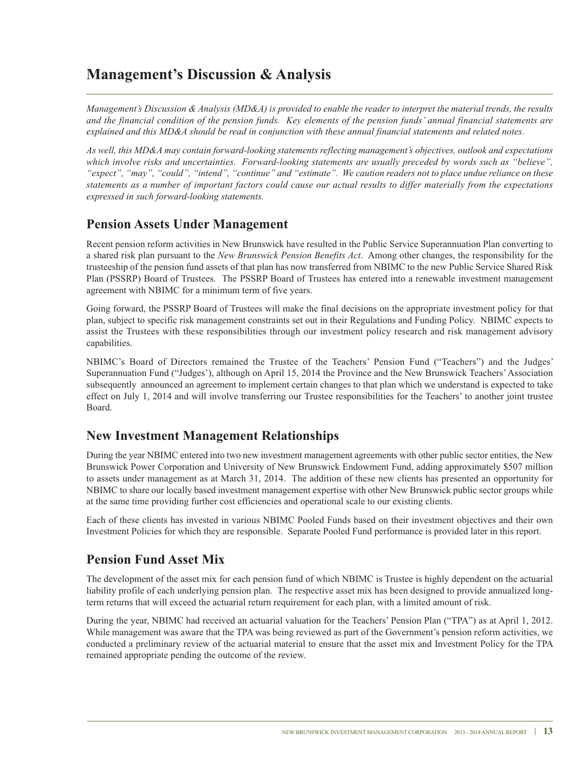# Management's Discussion & Analysis

*Management's Discussion & Analysis (MD&A) is provided to enable the reader to interpret the material trends, the results and the financial condition of the pension funds. Key elements of the pension funds' annual financial statements are explained and this MD&A should be read in conjunction with these annual financial statements and related notes.*

*As well, this MD&A may contain forward-looking statements reflecting management's objectives, outlook and expectations which involve risks and uncertainties. Forward-looking statements are usually preceded by words such as "believe", "expect", "may", "could", "intend", "continue" and "estimate". We caution readers not to place undue reliance on these statements as a number of important factors could cause our actual results to differ materially from the expectations expressed in such forward-looking statements.*

## Pension Assets Under Management

Recent pension reform activities in New Brunswick have resulted in the Public Service Superannuation Plan converting to a shared risk plan pursuant to the *New Brunswick Pension Benefits Act*. Among other changes, the responsibility for the trusteeship of the pension fund assets of that plan has now transferred from NBIMC to the new Public Service Shared Risk Plan (PSSRP) Board of Trustees. The PSSRP Board of Trustees has entered into a renewable investment management agreement with NBIMC for a minimum term of five years.

Going forward, the PSSRP Board of Trustees will make the final decisions on the appropriate investment policy for that plan, subject to specific risk management constraints set out in their Regulations and Funding Policy. NBIMC expects to assist the Trustees with these responsibilities through our investment policy research and risk management advisory capabilities.

NBIMC's Board of Directors remained the Trustee of the Teachers' Pension Fund ("Teachers") and the Judges' Superannuation Fund ("Judges'), although on April 15, 2014 the Province and the New Brunswick Teachers' Association subsequently announced an agreement to implement certain changes to that plan which we understand is expected to take effect on July 1, 2014 and will involve transferring our Trustee responsibilities for the Teachers' to another joint trustee Board.

## New Investment Management Relationships

During the year NBIMC entered into two new investment management agreements with other public sector entities, the New Brunswick Power Corporation and University of New Brunswick Endowment Fund, adding approximately $507 million to assets under management as at March 31, 2014. The addition of these new clients has presented an opportunity for NBIMC to share our locally based investment management expertise with other New Brunswick public sector groups while at the same time providing further cost efficiencies and operational scale to our existing clients.

Each of these clients has invested in various NBIMC Pooled Funds based on their investment objectives and their own Investment Policies for which they are responsible. Separate Pooled Fund performance is provided later in this report.

## Pension Fund Asset Mix

The development of the asset mix for each pension fund of which NBIMC is Trustee is highly dependent on the actuarial liability profile of each underlying pension plan. The respective asset mix has been designed to provide annualized long-term returns that will exceed the actuarial return requirement for each plan, with a limited amount of risk.

During the year, NBIMC had received an actuarial valuation for the Teachers' Pension Plan ("TPA") as at April 1, 2012. While management was aware that the TPA was being reviewed as part of the Government's pension reform activities, we conducted a preliminary review of the actuarial material to ensure that the asset mix and Investment Policy for the TPA remained appropriate pending the outcome of the review.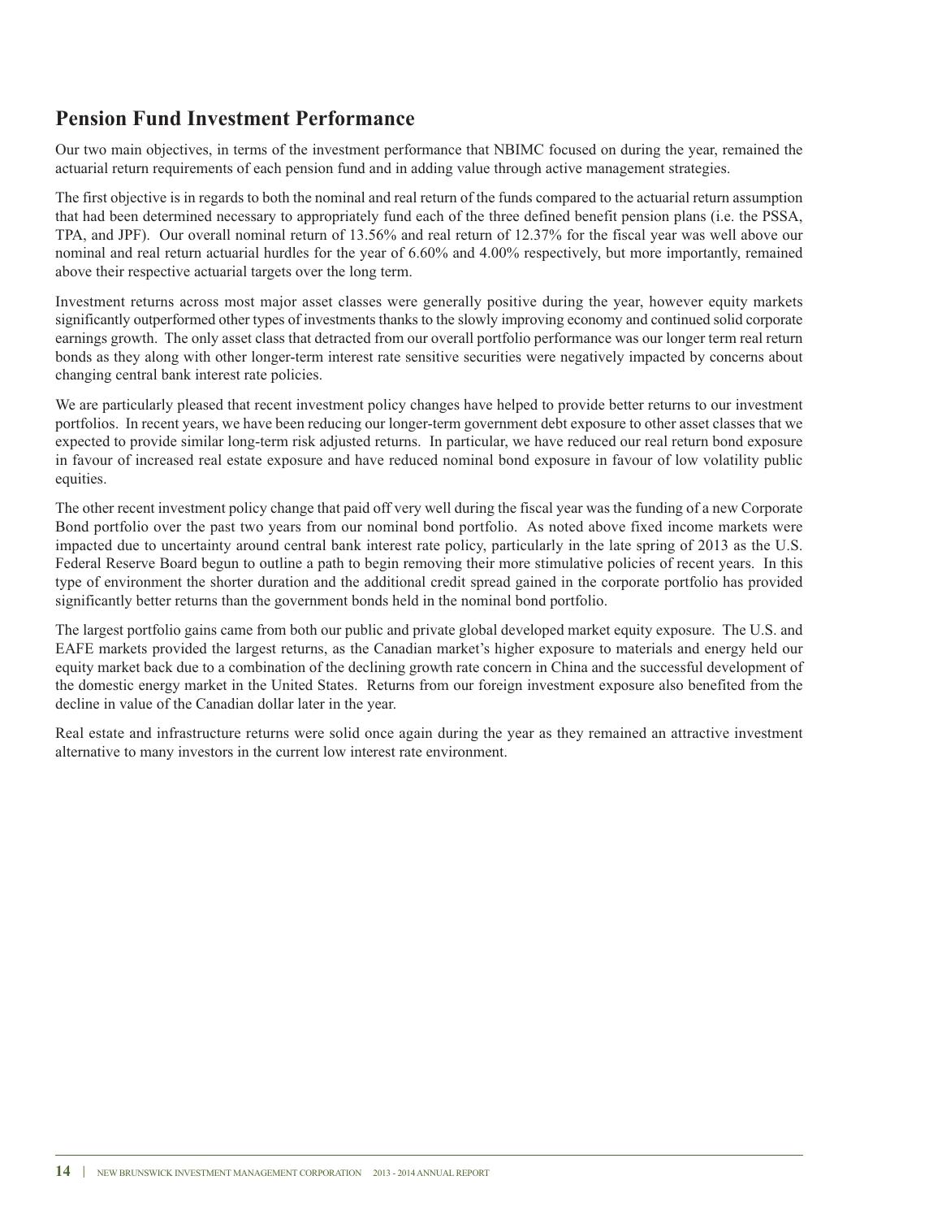## Pension Fund Investment Performance

Our two main objectives, in terms of the investment performance that NBIMC focused on during the year, remained the actuarial return requirements of each pension fund and in adding value through active management strategies.

The first objective is in regards to both the nominal and real return of the funds compared to the actuarial return assumption that had been determined necessary to appropriately fund each of the three defined benefit pension plans (i.e. the PSSA, TPA, and JPF). Our overall nominal return of 13.56% and real return of 12.37% for the fiscal year was well above our nominal and real return actuarial hurdles for the year of 6.60% and 4.00% respectively, but more importantly, remained above their respective actuarial targets over the long term.

Investment returns across most major asset classes were generally positive during the year, however equity markets significantly outperformed other types of investments thanks to the slowly improving economy and continued solid corporate earnings growth. The only asset class that detracted from our overall portfolio performance was our longer term real return bonds as they along with other longer-term interest rate sensitive securities were negatively impacted by concerns about changing central bank interest rate policies.

We are particularly pleased that recent investment policy changes have helped to provide better returns to our investment portfolios. In recent years, we have been reducing our longer-term government debt exposure to other asset classes that we expected to provide similar long-term risk adjusted returns. In particular, we have reduced our real return bond exposure in favour of increased real estate exposure and have reduced nominal bond exposure in favour of low volatility public equities.

The other recent investment policy change that paid off very well during the fiscal year was the funding of a new Corporate Bond portfolio over the past two years from our nominal bond portfolio. As noted above fixed income markets were impacted due to uncertainty around central bank interest rate policy, particularly in the late spring of 2013 as the U.S. Federal Reserve Board begun to outline a path to begin removing their more stimulative policies of recent years. In this type of environment the shorter duration and the additional credit spread gained in the corporate portfolio has provided significantly better returns than the government bonds held in the nominal bond portfolio.

The largest portfolio gains came from both our public and private global developed market equity exposure. The U.S. and EAFE markets provided the largest returns, as the Canadian market's higher exposure to materials and energy held our equity market back due to a combination of the declining growth rate concern in China and the successful development of the domestic energy market in the United States. Returns from our foreign investment exposure also benefited from the decline in value of the Canadian dollar later in the year.

Real estate and infrastructure returns were solid once again during the year as they remained an attractive investment alternative to many investors in the current low interest rate environment.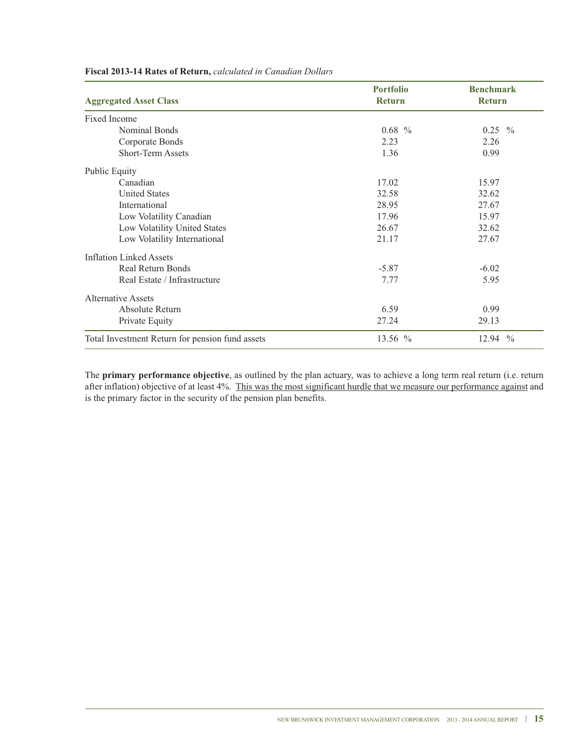**Fiscal 2013-14 Rates of Return,** *calculated in Canadian Dollars*

| Aggregated Asset Class | Portfolio Return | Benchmark Return |
|---|---|---|
| Fixed Income | | |
| Nominal Bonds | 0.68 % | 0.25 % |
| Corporate Bonds | 2.23 | 2.26 |
| Short-Term Assets | 1.36 | 0.99 |
| Public Equity | | |
| Canadian | 17.02 | 15.97 |
| United States | 32.58 | 32.62 |
| International | 28.95 | 27.67 |
| Low Volatility Canadian | 17.96 | 15.97 |
| Low Volatility United States | 26.67 | 32.62 |
| Low Volatility International | 21.17 | 27.67 |
| Inflation Linked Assets | | |
| Real Return Bonds | -5.87 | -6.02 |
| Real Estate / Infrastructure | 7.77 | 5.95 |
| Alternative Assets | | |
| Absolute Return | 6.59 | 0.99 |
| Private Equity | 27.24 | 29.13 |
| Total Investment Return for pension fund assets | 13.56 % | 12.94 % |

The **primary performance objective**, as outlined by the plan actuary, was to achieve a long term real return (i.e. return after inflation) objective of at least 4%. This was the most significant hurdle that we measure our performance against and is the primary factor in the security of the pension plan benefits.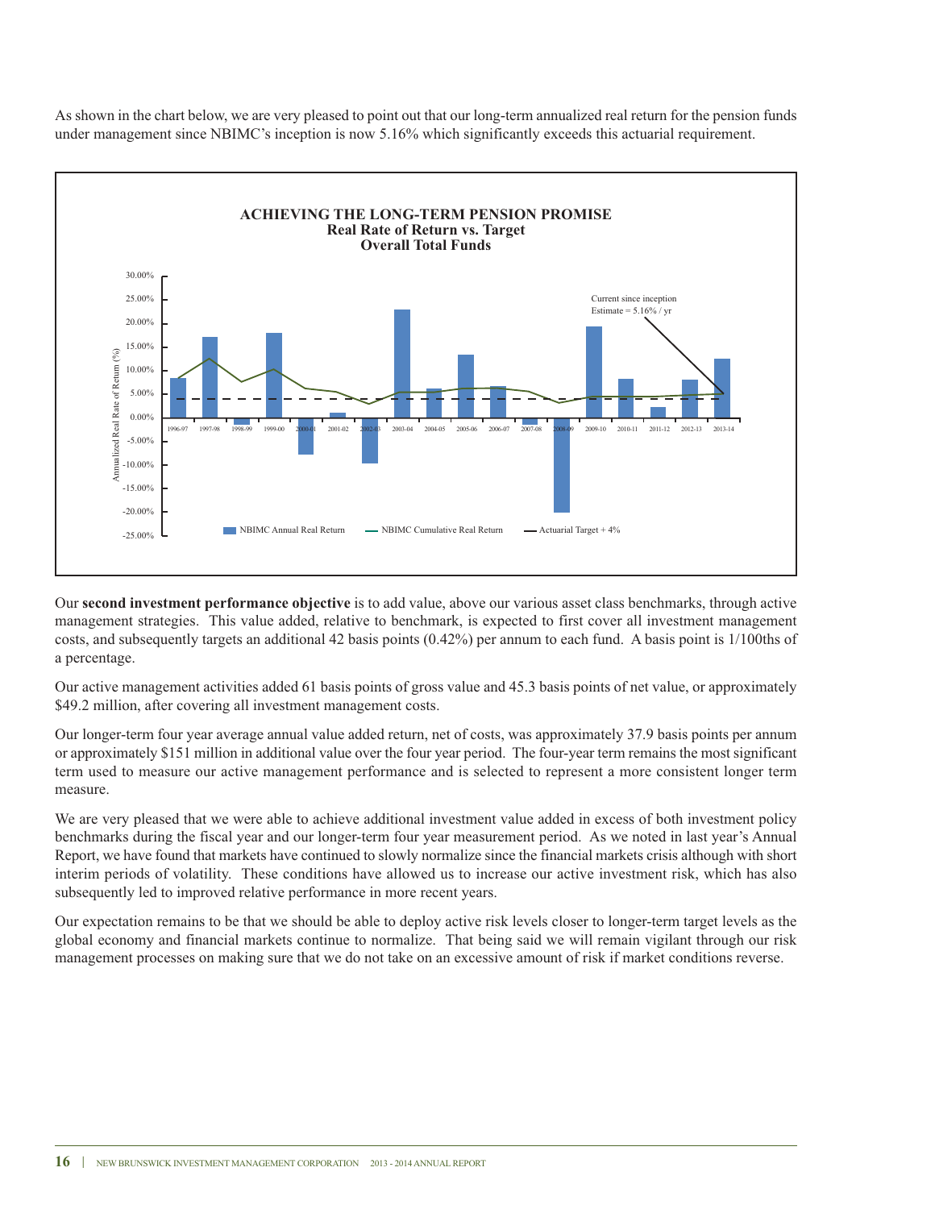As shown in the chart below, we are very pleased to point out that our long-term annualized real return for the pension funds under management since NBIMC's inception is now 5.16% which significantly exceeds this actuarial requirement.

**ACHIEVING THE LONG-TERM PENSION PROMISE**
**Real Rate of Return vs. Target**
**Overall Total Funds**

Current since inception Estimate = 5.16% / yr

NBIMC Annual Real Return — NBIMC Cumulative Real Return — Actuarial Target + 4%

Our **second investment performance objective** is to add value, above our various asset class benchmarks, through active management strategies. This value added, relative to benchmark, is expected to first cover all investment management costs, and subsequently targets an additional 42 basis points (0.42%) per annum to each fund. A basis point is 1/100ths of a percentage.

Our active management activities added 61 basis points of gross value and 45.3 basis points of net value, or approximately $49.2 million, after covering all investment management costs.

Our longer-term four year average annual value added return, net of costs, was approximately 37.9 basis points per annum or approximately $151 million in additional value over the four year period. The four-year term remains the most significant term used to measure our active management performance and is selected to represent a more consistent longer term measure.

We are very pleased that we were able to achieve additional investment value added in excess of both investment policy benchmarks during the fiscal year and our longer-term four year measurement period. As we noted in last year's Annual Report, we have found that markets have continued to slowly normalize since the financial markets crisis although with short interim periods of volatility. These conditions have allowed us to increase our active investment risk, which has also subsequently led to improved relative performance in more recent years.

Our expectation remains to be that we should be able to deploy active risk levels closer to longer-term target levels as the global economy and financial markets continue to normalize. That being said we will remain vigilant through our risk management processes on making sure that we do not take on an excessive amount of risk if market conditions reverse.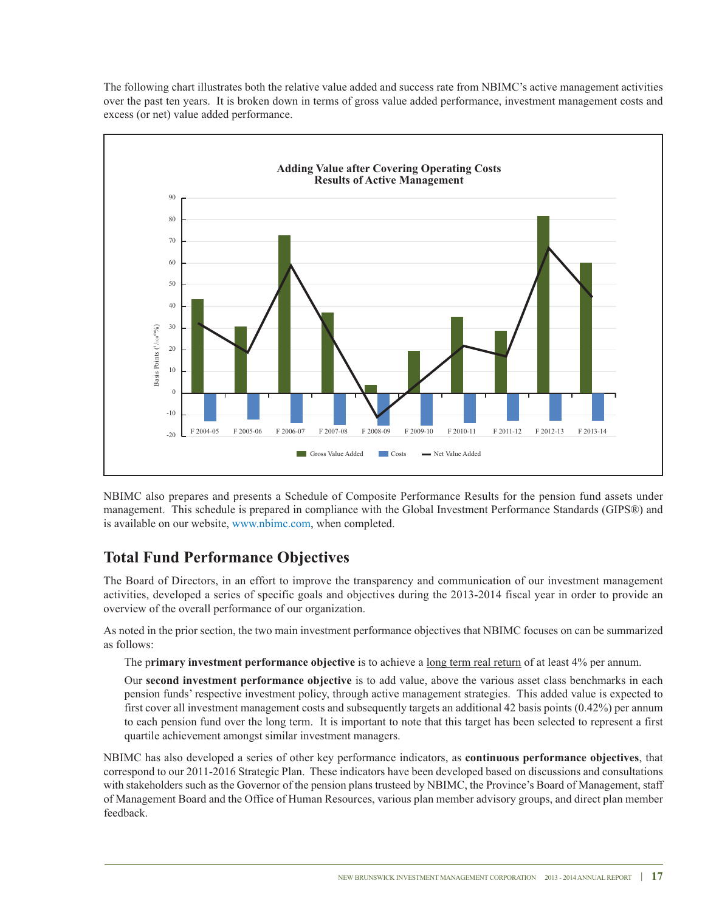The following chart illustrates both the relative value added and success rate from NBIMC's active management activities over the past ten years. It is broken down in terms of gross value added performance, investment management costs and excess (or net) value added performance.

**Adding Value after Covering Operating Costs**
**Results of Active Management**

NBIMC also prepares and presents a Schedule of Composite Performance Results for the pension fund assets under management. This schedule is prepared in compliance with the Global Investment Performance Standards (GIPS®) and is available on our website, www.nbimc.com, when completed.

## Total Fund Performance Objectives

The Board of Directors, in an effort to improve the transparency and communication of our investment management activities, developed a series of specific goals and objectives during the 2013-2014 fiscal year in order to provide an overview of the overall performance of our organization.

As noted in the prior section, the two main investment performance objectives that NBIMC focuses on can be summarized as follows:

The p**rimary investment performance objective** is to achieve a long term real return of at least 4% per annum.

Our **second investment performance objective** is to add value, above the various asset class benchmarks in each pension funds' respective investment policy, through active management strategies. This added value is expected to first cover all investment management costs and subsequently targets an additional 42 basis points (0.42%) per annum to each pension fund over the long term. It is important to note that this target has been selected to represent a first quartile achievement amongst similar investment managers.

NBIMC has also developed a series of other key performance indicators, as **continuous performance objectives**, that correspond to our 2011-2016 Strategic Plan. These indicators have been developed based on discussions and consultations with stakeholders such as the Governor of the pension plans trusteed by NBIMC, the Province's Board of Management, staff of Management Board and the Office of Human Resources, various plan member advisory groups, and direct plan member feedback.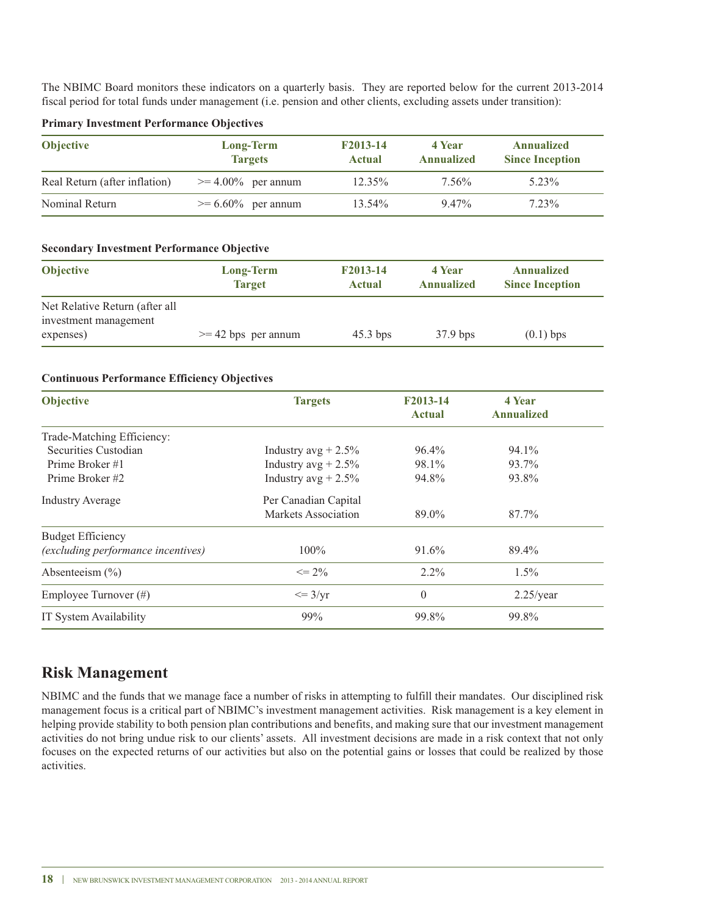The NBIMC Board monitors these indicators on a quarterly basis. They are reported below for the current 2013-2014 fiscal period for total funds under management (i.e. pension and other clients, excluding assets under transition):

**Primary Investment Performance Objectives**

| Objective | Long-Term Targets | F2013-14 Actual | 4 Year Annualized | Annualized Since Inception |
|---|---|---|---|---|
| Real Return (after inflation) | >= 4.00% per annum | 12.35% | 7.56% | 5.23% |
| Nominal Return | >= 6.60% per annum | 13.54% | 9.47% | 7.23% |

**Secondary Investment Performance Objective**

| Objective | Long-Term Target | F2013-14 Actual | 4 Year Annualized | Annualized Since Inception |
|---|---|---|---|---|
| Net Relative Return (after all investment management expenses) | >= 42 bps per annum | 45.3 bps | 37.9 bps | (0.1) bps |

**Continuous Performance Efficiency Objectives**

| Objective | Targets | F2013-14 Actual | 4 Year Annualized |
|---|---|---|---|
| Trade-Matching Efficiency: | | | |
| Securities Custodian | Industry avg + 2.5% | 96.4% | 94.1% |
| Prime Broker #1 | Industry avg + 2.5% | 98.1% | 93.7% |
| Prime Broker #2 | Industry avg + 2.5% | 94.8% | 93.8% |
| Industry Average | Per Canadian Capital Markets Association | 89.0% | 87.7% |
| Budget Efficiency *(excluding performance incentives)* | 100% | 91.6% | 89.4% |
| Absenteeism (%) | <= 2% | 2.2% | 1.5% |
| Employee Turnover (#) | <= 3/yr | 0 | 2.25/year |
| IT System Availability | 99% | 99.8% | 99.8% |

## Risk Management

NBIMC and the funds that we manage face a number of risks in attempting to fulfill their mandates. Our disciplined risk management focus is a critical part of NBIMC's investment management activities. Risk management is a key element in helping provide stability to both pension plan contributions and benefits, and making sure that our investment management activities do not bring undue risk to our clients' assets. All investment decisions are made in a risk context that not only focuses on the expected returns of our activities but also on the potential gains or losses that could be realized by those activities.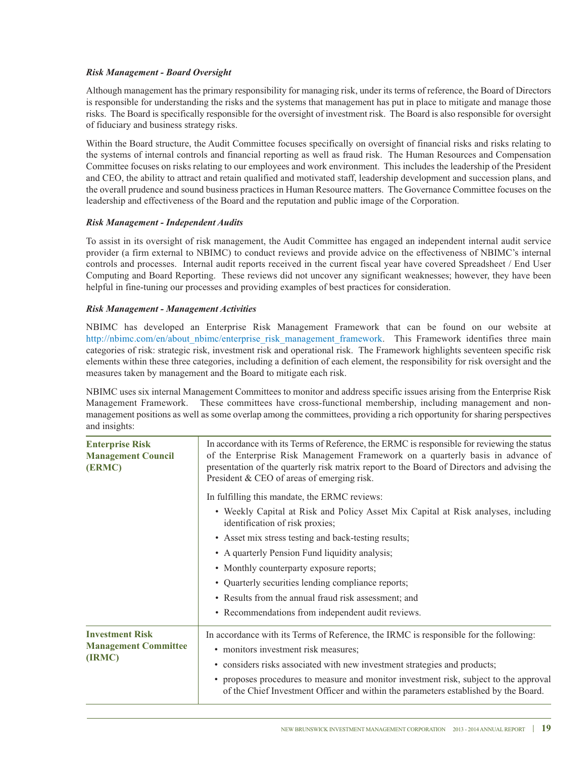***Risk Management - Board Oversight***

Although management has the primary responsibility for managing risk, under its terms of reference, the Board of Directors is responsible for understanding the risks and the systems that management has put in place to mitigate and manage those risks. The Board is specifically responsible for the oversight of investment risk. The Board is also responsible for oversight of fiduciary and business strategy risks.

Within the Board structure, the Audit Committee focuses specifically on oversight of financial risks and risks relating to the systems of internal controls and financial reporting as well as fraud risk. The Human Resources and Compensation Committee focuses on risks relating to our employees and work environment. This includes the leadership of the President and CEO, the ability to attract and retain qualified and motivated staff, leadership development and succession plans, and the overall prudence and sound business practices in Human Resource matters. The Governance Committee focuses on the leadership and effectiveness of the Board and the reputation and public image of the Corporation.

***Risk Management - Independent Audits***

To assist in its oversight of risk management, the Audit Committee has engaged an independent internal audit service provider (a firm external to NBIMC) to conduct reviews and provide advice on the effectiveness of NBIMC's internal controls and processes. Internal audit reports received in the current fiscal year have covered Spreadsheet / End User Computing and Board Reporting. These reviews did not uncover any significant weaknesses; however, they have been helpful in fine-tuning our processes and providing examples of best practices for consideration.

***Risk Management - Management Activities***

NBIMC has developed an Enterprise Risk Management Framework that can be found on our website at http://nbimc.com/en/about_nbimc/enterprise_risk_management_framework. This Framework identifies three main categories of risk: strategic risk, investment risk and operational risk. The Framework highlights seventeen specific risk elements within these three categories, including a definition of each element, the responsibility for risk oversight and the measures taken by management and the Board to mitigate each risk.

NBIMC uses six internal Management Committees to monitor and address specific issues arising from the Enterprise Risk Management Framework. These committees have cross-functional membership, including management and non-management positions as well as some overlap among the committees, providing a rich opportunity for sharing perspectives and insights:

| | |
|---|---|
| **Enterprise Risk Management Council (ERMC)** | In accordance with its Terms of Reference, the ERMC is responsible for reviewing the status of the Enterprise Risk Management Framework on a quarterly basis in advance of presentation of the quarterly risk matrix report to the Board of Directors and advising the President & CEO of areas of emerging risk.<br><br>In fulfilling this mandate, the ERMC reviews:<br>• Weekly Capital at Risk and Policy Asset Mix Capital at Risk analyses, including identification of risk proxies;<br>• Asset mix stress testing and back-testing results;<br>• A quarterly Pension Fund liquidity analysis;<br>• Monthly counterparty exposure reports;<br>• Quarterly securities lending compliance reports;<br>• Results from the annual fraud risk assessment; and<br>• Recommendations from independent audit reviews. |
| **Investment Risk Management Committee (IRMC)** | In accordance with its Terms of Reference, the IRMC is responsible for the following:<br>• monitors investment risk measures;<br>• considers risks associated with new investment strategies and products;<br>• proposes procedures to measure and monitor investment risk, subject to the approval of the Chief Investment Officer and within the parameters established by the Board. |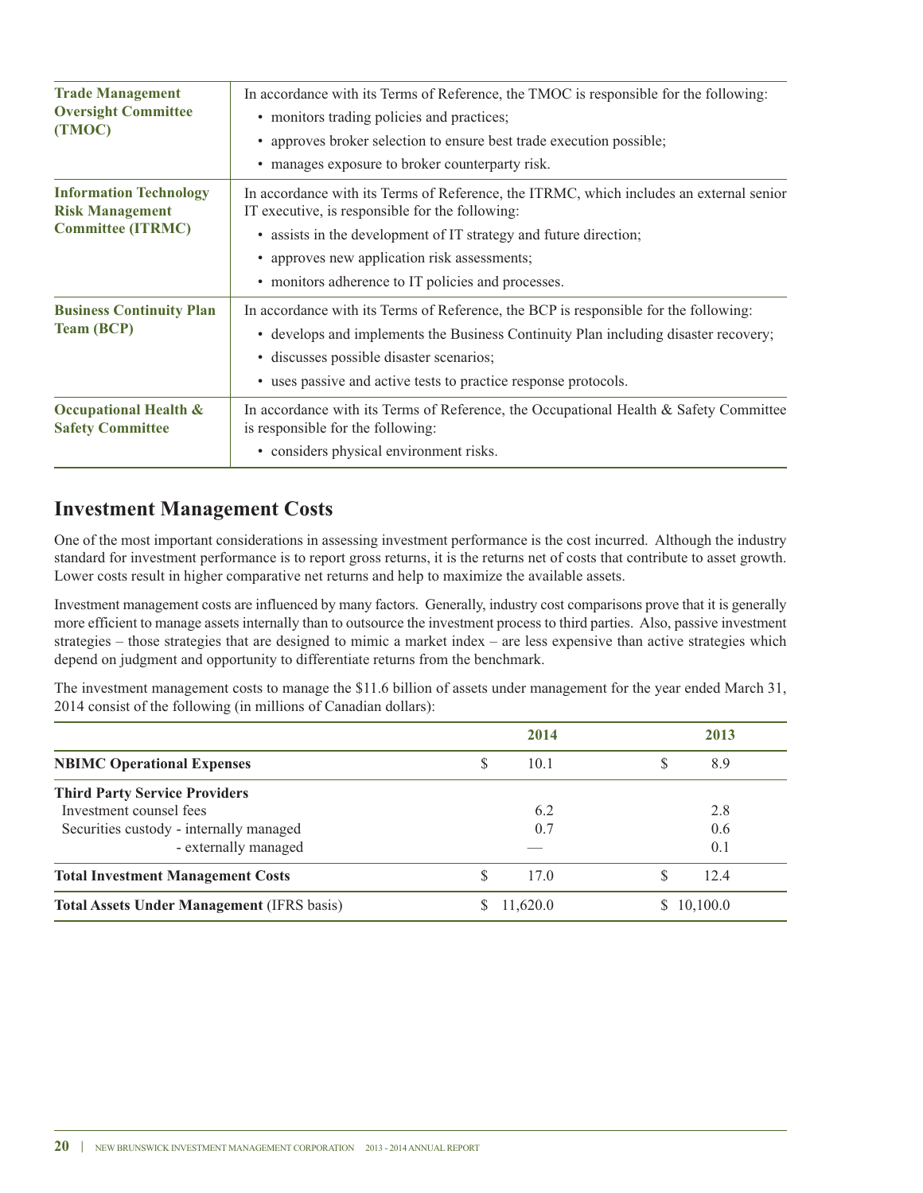| | |
|---|---|
| **Trade Management Oversight Committee (TMOC)** | In accordance with its Terms of Reference, the TMOC is responsible for the following:<br>• monitors trading policies and practices;<br>• approves broker selection to ensure best trade execution possible;<br>• manages exposure to broker counterparty risk. |
| **Information Technology Risk Management Committee (ITRMC)** | In accordance with its Terms of Reference, the ITRMC, which includes an external senior IT executive, is responsible for the following:<br>• assists in the development of IT strategy and future direction;<br>• approves new application risk assessments;<br>• monitors adherence to IT policies and processes. |
| **Business Continuity Plan Team (BCP)** | In accordance with its Terms of Reference, the BCP is responsible for the following:<br>• develops and implements the Business Continuity Plan including disaster recovery;<br>• discusses possible disaster scenarios;<br>• uses passive and active tests to practice response protocols. |
| **Occupational Health & Safety Committee** | In accordance with its Terms of Reference, the Occupational Health & Safety Committee is responsible for the following:<br>• considers physical environment risks. |

## Investment Management Costs

One of the most important considerations in assessing investment performance is the cost incurred. Although the industry standard for investment performance is to report gross returns, it is the returns net of costs that contribute to asset growth. Lower costs result in higher comparative net returns and help to maximize the available assets.

Investment management costs are influenced by many factors. Generally, industry cost comparisons prove that it is generally more efficient to manage assets internally than to outsource the investment process to third parties. Also, passive investment strategies – those strategies that are designed to mimic a market index – are less expensive than active strategies which depend on judgment and opportunity to differentiate returns from the benchmark.

The investment management costs to manage the $11.6 billion of assets under management for the year ended March 31, 2014 consist of the following (in millions of Canadian dollars):

| | 2014 | 2013 |
|---|---|---|
| **NBIMC Operational Expenses** | $ 10.1 | $ 8.9 |
| **Third Party Service Providers** | | |
| Investment counsel fees | 6.2 | 2.8 |
| Securities custody - internally managed | 0.7 | 0.6 |
| - externally managed | — | 0.1 |
| **Total Investment Management Costs** | $ 17.0 | $ 12.4 |
| **Total Assets Under Management** (IFRS basis) | $ 11,620.0 | $ 10,100.0 |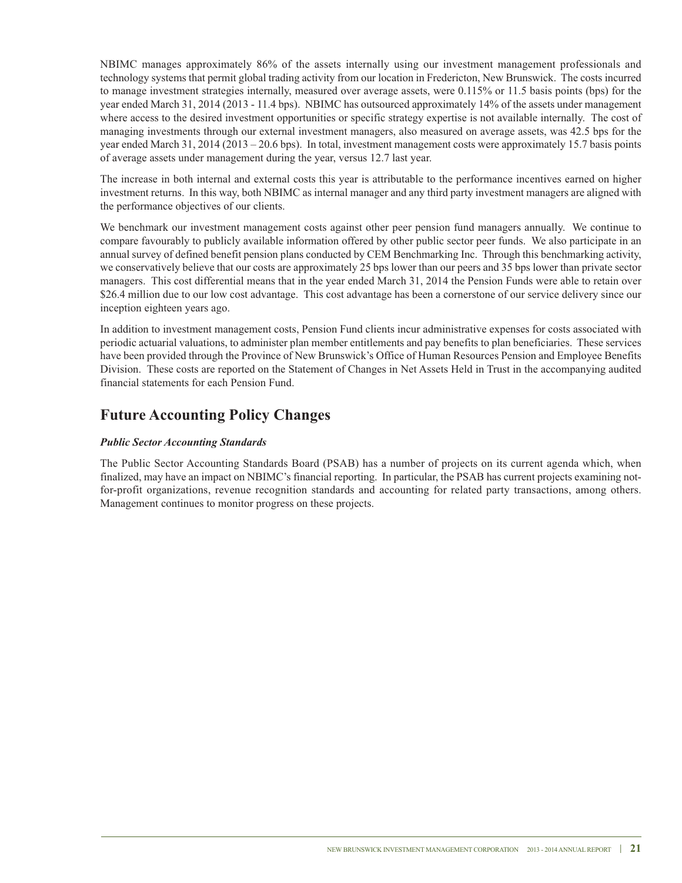NBIMC manages approximately 86% of the assets internally using our investment management professionals and technology systems that permit global trading activity from our location in Fredericton, New Brunswick. The costs incurred to manage investment strategies internally, measured over average assets, were 0.115% or 11.5 basis points (bps) for the year ended March 31, 2014 (2013 - 11.4 bps). NBIMC has outsourced approximately 14% of the assets under management where access to the desired investment opportunities or specific strategy expertise is not available internally. The cost of managing investments through our external investment managers, also measured on average assets, was 42.5 bps for the year ended March 31, 2014 (2013 – 20.6 bps). In total, investment management costs were approximately 15.7 basis points of average assets under management during the year, versus 12.7 last year.

The increase in both internal and external costs this year is attributable to the performance incentives earned on higher investment returns. In this way, both NBIMC as internal manager and any third party investment managers are aligned with the performance objectives of our clients.

We benchmark our investment management costs against other peer pension fund managers annually. We continue to compare favourably to publicly available information offered by other public sector peer funds. We also participate in an annual survey of defined benefit pension plans conducted by CEM Benchmarking Inc. Through this benchmarking activity, we conservatively believe that our costs are approximately 25 bps lower than our peers and 35 bps lower than private sector managers. This cost differential means that in the year ended March 31, 2014 the Pension Funds were able to retain over $26.4 million due to our low cost advantage. This cost advantage has been a cornerstone of our service delivery since our inception eighteen years ago.

In addition to investment management costs, Pension Fund clients incur administrative expenses for costs associated with periodic actuarial valuations, to administer plan member entitlements and pay benefits to plan beneficiaries. These services have been provided through the Province of New Brunswick's Office of Human Resources Pension and Employee Benefits Division. These costs are reported on the Statement of Changes in Net Assets Held in Trust in the accompanying audited financial statements for each Pension Fund.

## Future Accounting Policy Changes

***Public Sector Accounting Standards***

The Public Sector Accounting Standards Board (PSAB) has a number of projects on its current agenda which, when finalized, may have an impact on NBIMC's financial reporting. In particular, the PSAB has current projects examining not-for-profit organizations, revenue recognition standards and accounting for related party transactions, among others. Management continues to monitor progress on these projects.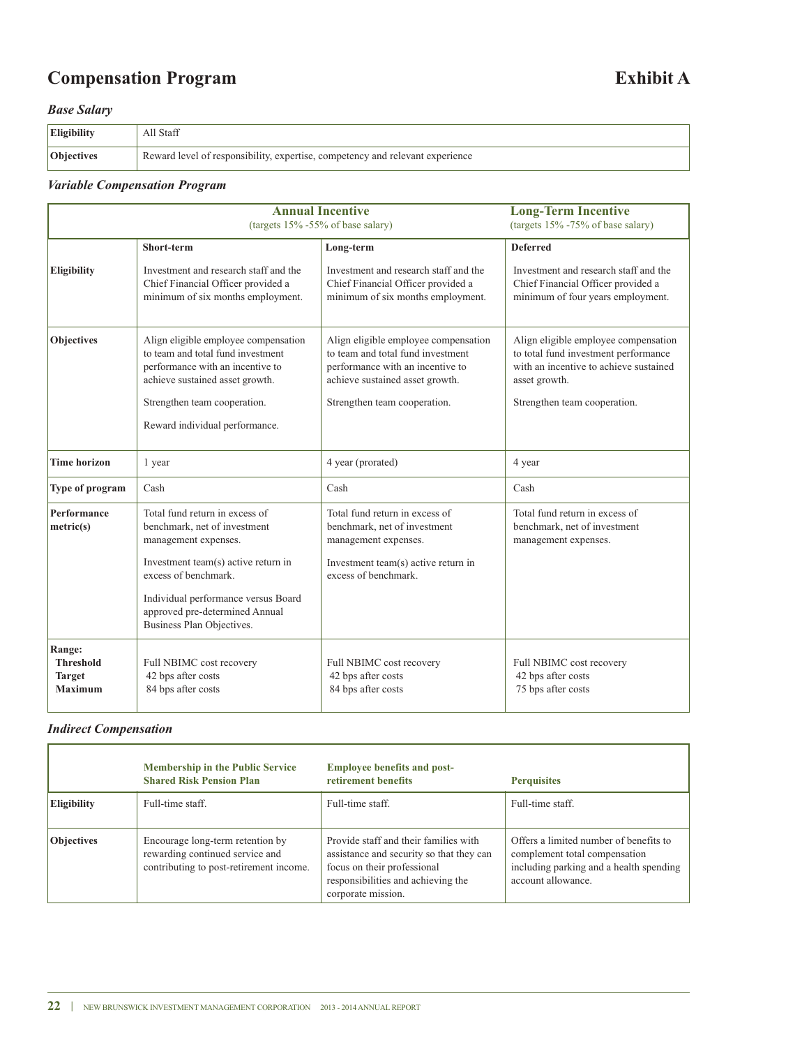# Compensation Program

**Exhibit A**

### *Base Salary*

| | |
|---|---|
| **Eligibility** | All Staff |
| **Objectives** | Reward level of responsibility, expertise, competency and relevant experience |

### *Variable Compensation Program*

| | **Annual Incentive** (targets 15% -55% of base salary) | | **Long-Term Incentive** (targets 15% -75% of base salary) |
|---|---|---|---|
| | **Short-term** | **Long-term** | **Deferred** |
| **Eligibility** | Investment and research staff and the Chief Financial Officer provided a minimum of six months employment. | Investment and research staff and the Chief Financial Officer provided a minimum of six months employment. | Investment and research staff and the Chief Financial Officer provided a minimum of four years employment. |
| **Objectives** | Align eligible employee compensation to team and total fund investment performance with an incentive to achieve sustained asset growth.<br><br>Strengthen team cooperation.<br><br>Reward individual performance. | Align eligible employee compensation to team and total fund investment performance with an incentive to achieve sustained asset growth.<br><br>Strengthen team cooperation. | Align eligible employee compensation to total fund investment performance with an incentive to achieve sustained asset growth.<br><br>Strengthen team cooperation. |
| **Time horizon** | 1 year | 4 year (prorated) | 4 year |
| **Type of program** | Cash | Cash | Cash |
| **Performance metric(s)** | Total fund return in excess of benchmark, net of investment management expenses.<br><br>Investment team(s) active return in excess of benchmark.<br><br>Individual performance versus Board approved pre-determined Annual Business Plan Objectives. | Total fund return in excess of benchmark, net of investment management expenses.<br><br>Investment team(s) active return in excess of benchmark. | Total fund return in excess of benchmark, net of investment management expenses. |
| **Range:**<br>**Threshold**<br>**Target**<br>**Maximum** | Full NBIMC cost recovery<br>42 bps after costs<br>84 bps after costs | Full NBIMC cost recovery<br>42 bps after costs<br>84 bps after costs | Full NBIMC cost recovery<br>42 bps after costs<br>75 bps after costs |

### *Indirect Compensation*

| | **Membership in the Public Service Shared Risk Pension Plan** | **Employee benefits and post-retirement benefits** | **Perquisites** |
|---|---|---|---|
| **Eligibility** | Full-time staff. | Full-time staff. | Full-time staff. |
| **Objectives** | Encourage long-term retention by rewarding continued service and contributing to post-retirement income. | Provide staff and their families with assistance and security so that they can focus on their professional responsibilities and achieving the corporate mission. | Offers a limited number of benefits to complement total compensation including parking and a health spending account allowance. |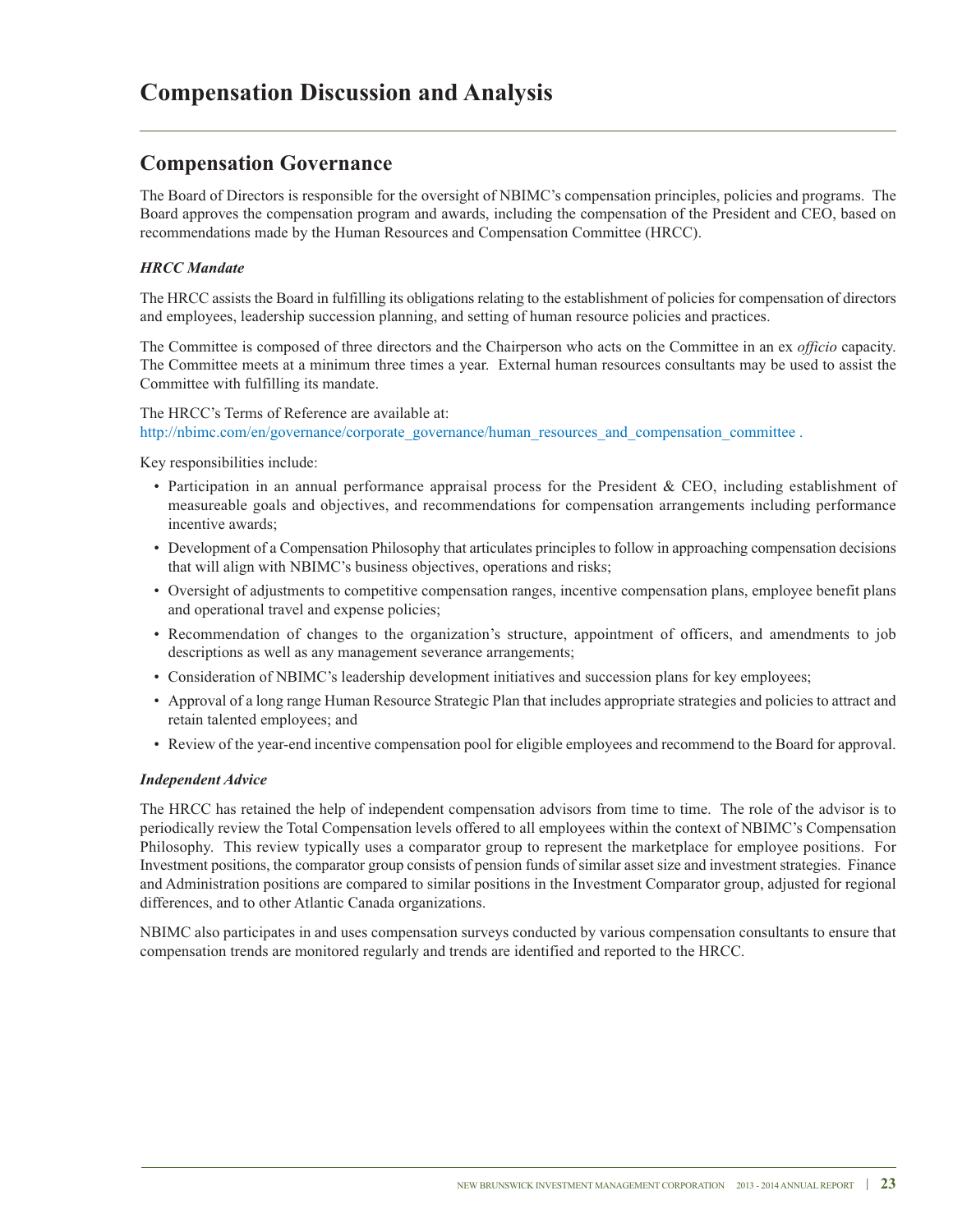# Compensation Discussion and Analysis

## Compensation Governance

The Board of Directors is responsible for the oversight of NBIMC's compensation principles, policies and programs. The Board approves the compensation program and awards, including the compensation of the President and CEO, based on recommendations made by the Human Resources and Compensation Committee (HRCC).

### *HRCC Mandate*

The HRCC assists the Board in fulfilling its obligations relating to the establishment of policies for compensation of directors and employees, leadership succession planning, and setting of human resource policies and practices.

The Committee is composed of three directors and the Chairperson who acts on the Committee in an ex *officio* capacity. The Committee meets at a minimum three times a year. External human resources consultants may be used to assist the Committee with fulfilling its mandate.

The HRCC's Terms of Reference are available at:
http://nbimc.com/en/governance/corporate_governance/human_resources_and_compensation_committee .

Key responsibilities include:

- Participation in an annual performance appraisal process for the President & CEO, including establishment of measureable goals and objectives, and recommendations for compensation arrangements including performance incentive awards;
- Development of a Compensation Philosophy that articulates principles to follow in approaching compensation decisions that will align with NBIMC's business objectives, operations and risks;
- Oversight of adjustments to competitive compensation ranges, incentive compensation plans, employee benefit plans and operational travel and expense policies;
- Recommendation of changes to the organization's structure, appointment of officers, and amendments to job descriptions as well as any management severance arrangements;
- Consideration of NBIMC's leadership development initiatives and succession plans for key employees;
- Approval of a long range Human Resource Strategic Plan that includes appropriate strategies and policies to attract and retain talented employees; and
- Review of the year-end incentive compensation pool for eligible employees and recommend to the Board for approval.

### *Independent Advice*

The HRCC has retained the help of independent compensation advisors from time to time. The role of the advisor is to periodically review the Total Compensation levels offered to all employees within the context of NBIMC's Compensation Philosophy. This review typically uses a comparator group to represent the marketplace for employee positions. For Investment positions, the comparator group consists of pension funds of similar asset size and investment strategies. Finance and Administration positions are compared to similar positions in the Investment Comparator group, adjusted for regional differences, and to other Atlantic Canada organizations.

NBIMC also participates in and uses compensation surveys conducted by various compensation consultants to ensure that compensation trends are monitored regularly and trends are identified and reported to the HRCC.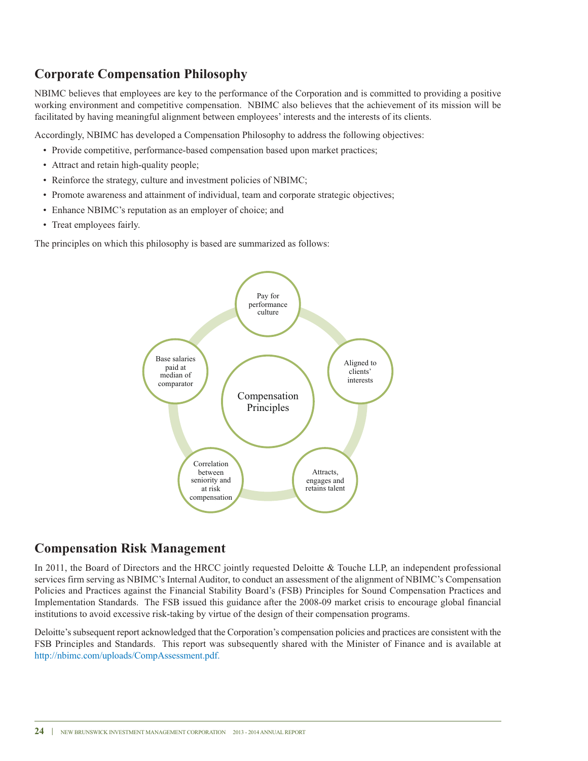## Corporate Compensation Philosophy

NBIMC believes that employees are key to the performance of the Corporation and is committed to providing a positive working environment and competitive compensation. NBIMC also believes that the achievement of its mission will be facilitated by having meaningful alignment between employees' interests and the interests of its clients.

Accordingly, NBIMC has developed a Compensation Philosophy to address the following objectives:

- Provide competitive, performance-based compensation based upon market practices;
- Attract and retain high-quality people;
- Reinforce the strategy, culture and investment policies of NBIMC;
- Promote awareness and attainment of individual, team and corporate strategic objectives;
- Enhance NBIMC's reputation as an employer of choice; and
- Treat employees fairly.

The principles on which this philosophy is based are summarized as follows:

Compensation Principles

- Pay for performance culture
- Aligned to clients' interests
- Attracts, engages and retains talent
- Correlation between seniority and at risk compensation
- Base salaries paid at median of comparator

## Compensation Risk Management

In 2011, the Board of Directors and the HRCC jointly requested Deloitte & Touche LLP, an independent professional services firm serving as NBIMC's Internal Auditor, to conduct an assessment of the alignment of NBIMC's Compensation Policies and Practices against the Financial Stability Board's (FSB) Principles for Sound Compensation Practices and Implementation Standards. The FSB issued this guidance after the 2008-09 market crisis to encourage global financial institutions to avoid excessive risk-taking by virtue of the design of their compensation programs.

Deloitte's subsequent report acknowledged that the Corporation's compensation policies and practices are consistent with the FSB Principles and Standards. This report was subsequently shared with the Minister of Finance and is available at http://nbimc.com/uploads/CompAssessment.pdf.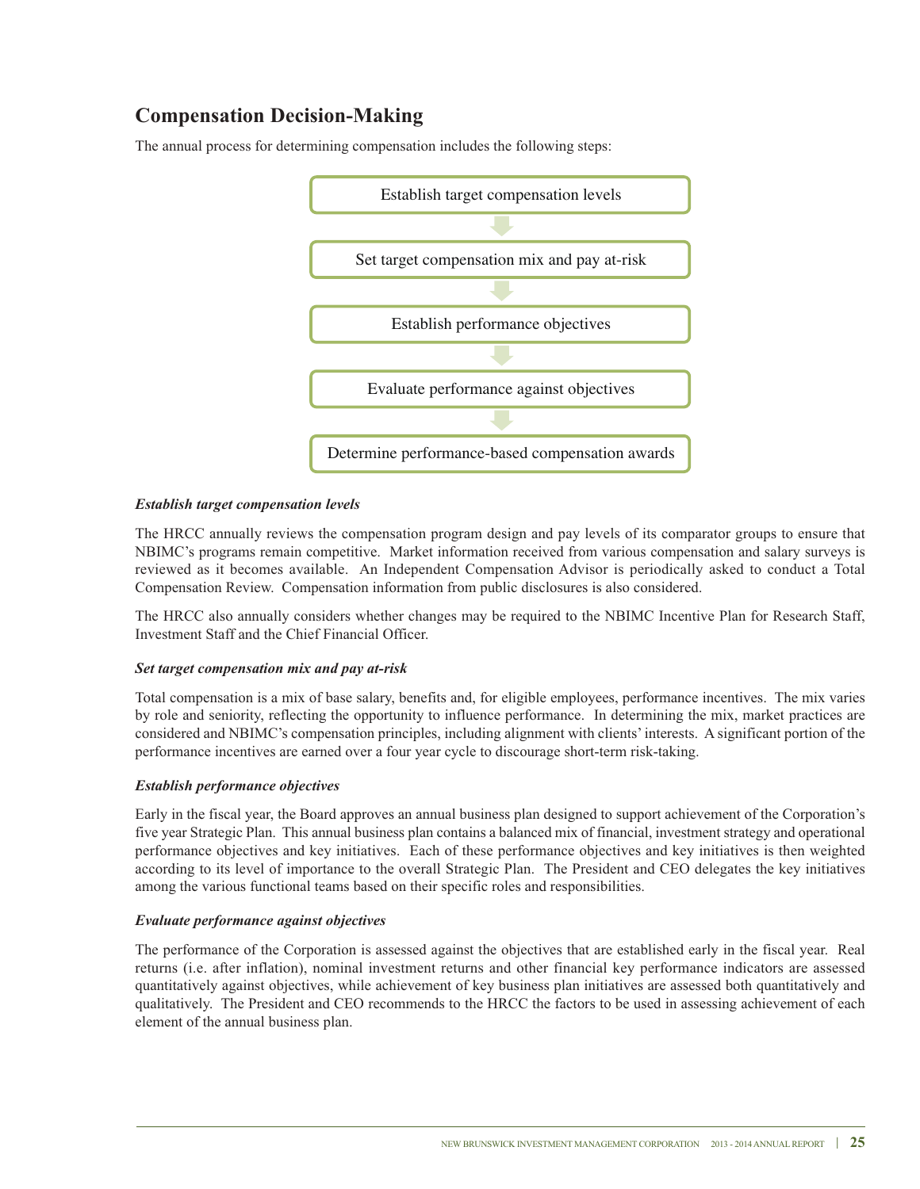## Compensation Decision-Making

The annual process for determining compensation includes the following steps:

1. Establish target compensation levels
2. Set target compensation mix and pay at-risk
3. Establish performance objectives
4. Evaluate performance against objectives
5. Determine performance-based compensation awards

***Establish target compensation levels***

The HRCC annually reviews the compensation program design and pay levels of its comparator groups to ensure that NBIMC's programs remain competitive. Market information received from various compensation and salary surveys is reviewed as it becomes available. An Independent Compensation Advisor is periodically asked to conduct a Total Compensation Review. Compensation information from public disclosures is also considered.

The HRCC also annually considers whether changes may be required to the NBIMC Incentive Plan for Research Staff, Investment Staff and the Chief Financial Officer.

***Set target compensation mix and pay at-risk***

Total compensation is a mix of base salary, benefits and, for eligible employees, performance incentives. The mix varies by role and seniority, reflecting the opportunity to influence performance. In determining the mix, market practices are considered and NBIMC's compensation principles, including alignment with clients' interests. A significant portion of the performance incentives are earned over a four year cycle to discourage short-term risk-taking.

***Establish performance objectives***

Early in the fiscal year, the Board approves an annual business plan designed to support achievement of the Corporation's five year Strategic Plan. This annual business plan contains a balanced mix of financial, investment strategy and operational performance objectives and key initiatives. Each of these performance objectives and key initiatives is then weighted according to its level of importance to the overall Strategic Plan. The President and CEO delegates the key initiatives among the various functional teams based on their specific roles and responsibilities.

***Evaluate performance against objectives***

The performance of the Corporation is assessed against the objectives that are established early in the fiscal year. Real returns (i.e. after inflation), nominal investment returns and other financial key performance indicators are assessed quantitatively against objectives, while achievement of key business plan initiatives are assessed both quantitatively and qualitatively. The President and CEO recommends to the HRCC the factors to be used in assessing achievement of each element of the annual business plan.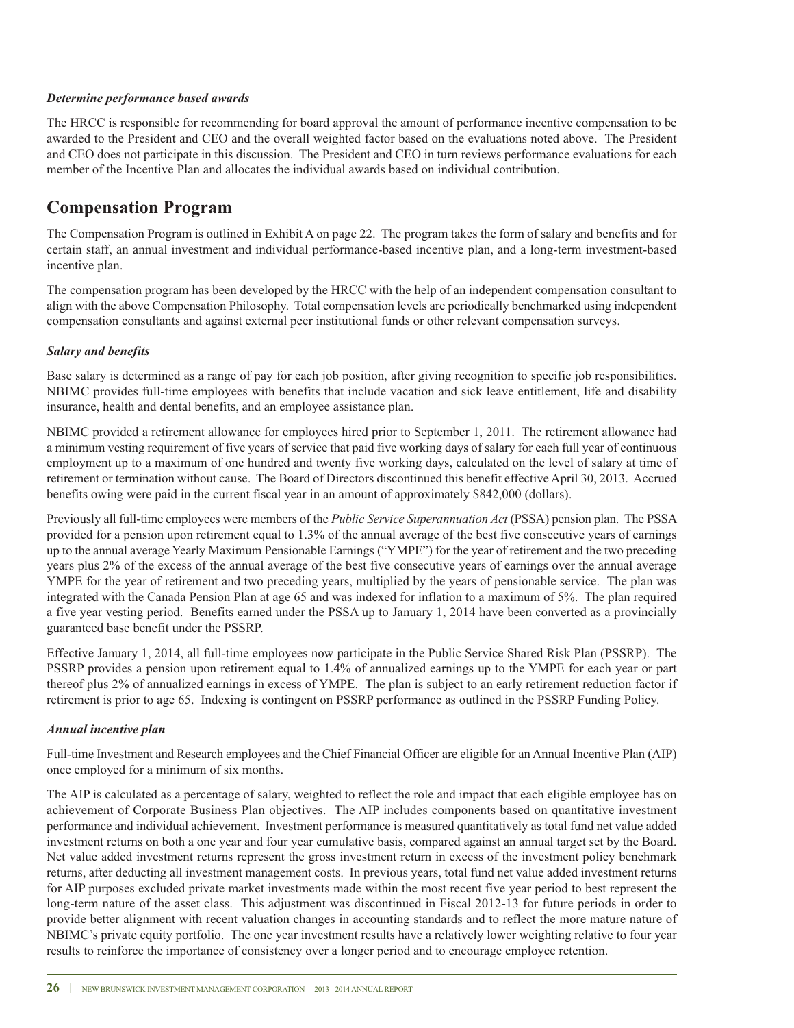### *Determine performance based awards*

The HRCC is responsible for recommending for board approval the amount of performance incentive compensation to be awarded to the President and CEO and the overall weighted factor based on the evaluations noted above. The President and CEO does not participate in this discussion. The President and CEO in turn reviews performance evaluations for each member of the Incentive Plan and allocates the individual awards based on individual contribution.

## Compensation Program

The Compensation Program is outlined in Exhibit A on page 22. The program takes the form of salary and benefits and for certain staff, an annual investment and individual performance-based incentive plan, and a long-term investment-based incentive plan.

The compensation program has been developed by the HRCC with the help of an independent compensation consultant to align with the above Compensation Philosophy. Total compensation levels are periodically benchmarked using independent compensation consultants and against external peer institutional funds or other relevant compensation surveys.

### *Salary and benefits*

Base salary is determined as a range of pay for each job position, after giving recognition to specific job responsibilities. NBIMC provides full-time employees with benefits that include vacation and sick leave entitlement, life and disability insurance, health and dental benefits, and an employee assistance plan.

NBIMC provided a retirement allowance for employees hired prior to September 1, 2011. The retirement allowance had a minimum vesting requirement of five years of service that paid five working days of salary for each full year of continuous employment up to a maximum of one hundred and twenty five working days, calculated on the level of salary at time of retirement or termination without cause. The Board of Directors discontinued this benefit effective April 30, 2013. Accrued benefits owing were paid in the current fiscal year in an amount of approximately $842,000 (dollars).

Previously all full-time employees were members of the *Public Service Superannuation Act* (PSSA) pension plan. The PSSA provided for a pension upon retirement equal to 1.3% of the annual average of the best five consecutive years of earnings up to the annual average Yearly Maximum Pensionable Earnings ("YMPE") for the year of retirement and the two preceding years plus 2% of the excess of the annual average of the best five consecutive years of earnings over the annual average YMPE for the year of retirement and two preceding years, multiplied by the years of pensionable service. The plan was integrated with the Canada Pension Plan at age 65 and was indexed for inflation to a maximum of 5%. The plan required a five year vesting period. Benefits earned under the PSSA up to January 1, 2014 have been converted as a provincially guaranteed base benefit under the PSSRP.

Effective January 1, 2014, all full-time employees now participate in the Public Service Shared Risk Plan (PSSRP). The PSSRP provides a pension upon retirement equal to 1.4% of annualized earnings up to the YMPE for each year or part thereof plus 2% of annualized earnings in excess of YMPE. The plan is subject to an early retirement reduction factor if retirement is prior to age 65. Indexing is contingent on PSSRP performance as outlined in the PSSRP Funding Policy.

### *Annual incentive plan*

Full-time Investment and Research employees and the Chief Financial Officer are eligible for an Annual Incentive Plan (AIP) once employed for a minimum of six months.

The AIP is calculated as a percentage of salary, weighted to reflect the role and impact that each eligible employee has on achievement of Corporate Business Plan objectives. The AIP includes components based on quantitative investment performance and individual achievement. Investment performance is measured quantitatively as total fund net value added investment returns on both a one year and four year cumulative basis, compared against an annual target set by the Board. Net value added investment returns represent the gross investment return in excess of the investment policy benchmark returns, after deducting all investment management costs. In previous years, total fund net value added investment returns for AIP purposes excluded private market investments made within the most recent five year period to best represent the long-term nature of the asset class. This adjustment was discontinued in Fiscal 2012-13 for future periods in order to provide better alignment with recent valuation changes in accounting standards and to reflect the more mature nature of NBIMC's private equity portfolio. The one year investment results have a relatively lower weighting relative to four year results to reinforce the importance of consistency over a longer period and to encourage employee retention.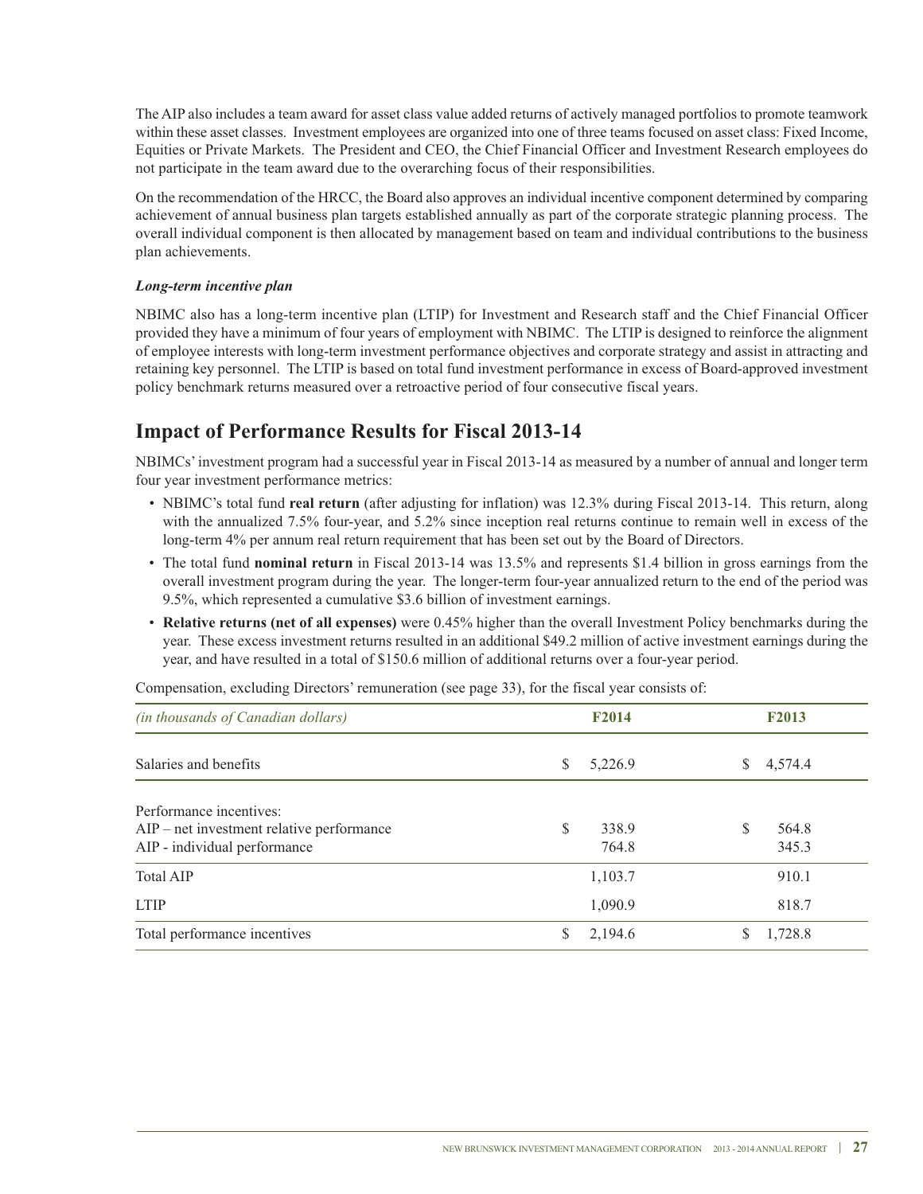The AIP also includes a team award for asset class value added returns of actively managed portfolios to promote teamwork within these asset classes. Investment employees are organized into one of three teams focused on asset class: Fixed Income, Equities or Private Markets. The President and CEO, the Chief Financial Officer and Investment Research employees do not participate in the team award due to the overarching focus of their responsibilities.

On the recommendation of the HRCC, the Board also approves an individual incentive component determined by comparing achievement of annual business plan targets established annually as part of the corporate strategic planning process. The overall individual component is then allocated by management based on team and individual contributions to the business plan achievements.

***Long-term incentive plan***

NBIMC also has a long-term incentive plan (LTIP) for Investment and Research staff and the Chief Financial Officer provided they have a minimum of four years of employment with NBIMC. The LTIP is designed to reinforce the alignment of employee interests with long-term investment performance objectives and corporate strategy and assist in attracting and retaining key personnel. The LTIP is based on total fund investment performance in excess of Board-approved investment policy benchmark returns measured over a retroactive period of four consecutive fiscal years.

## Impact of Performance Results for Fiscal 2013-14

NBIMCs' investment program had a successful year in Fiscal 2013-14 as measured by a number of annual and longer term four year investment performance metrics:

- NBIMC's total fund **real return** (after adjusting for inflation) was 12.3% during Fiscal 2013-14. This return, along with the annualized 7.5% four-year, and 5.2% since inception real returns continue to remain well in excess of the long-term 4% per annum real return requirement that has been set out by the Board of Directors.
- The total fund **nominal return** in Fiscal 2013-14 was 13.5% and represents $1.4 billion in gross earnings from the overall investment program during the year. The longer-term four-year annualized return to the end of the period was 9.5%, which represented a cumulative $3.6 billion of investment earnings.
- **Relative returns (net of all expenses)** were 0.45% higher than the overall Investment Policy benchmarks during the year. These excess investment returns resulted in an additional $49.2 million of active investment earnings during the year, and have resulted in a total of $150.6 million of additional returns over a four-year period.

Compensation, excluding Directors' remuneration (see page 33), for the fiscal year consists of:

| *(in thousands of Canadian dollars)* | F2014 | F2013 |
|---|---|---|
| Salaries and benefits | $ 5,226.9 | $ 4,574.4 |
| Performance incentives: | | |
| AIP – net investment relative performance | $ 338.9 | $ 564.8 |
| AIP - individual performance | 764.8 | 345.3 |
| Total AIP | 1,103.7 | 910.1 |
| LTIP | 1,090.9 | 818.7 |
| Total performance incentives | $ 2,194.6 | $ 1,728.8 |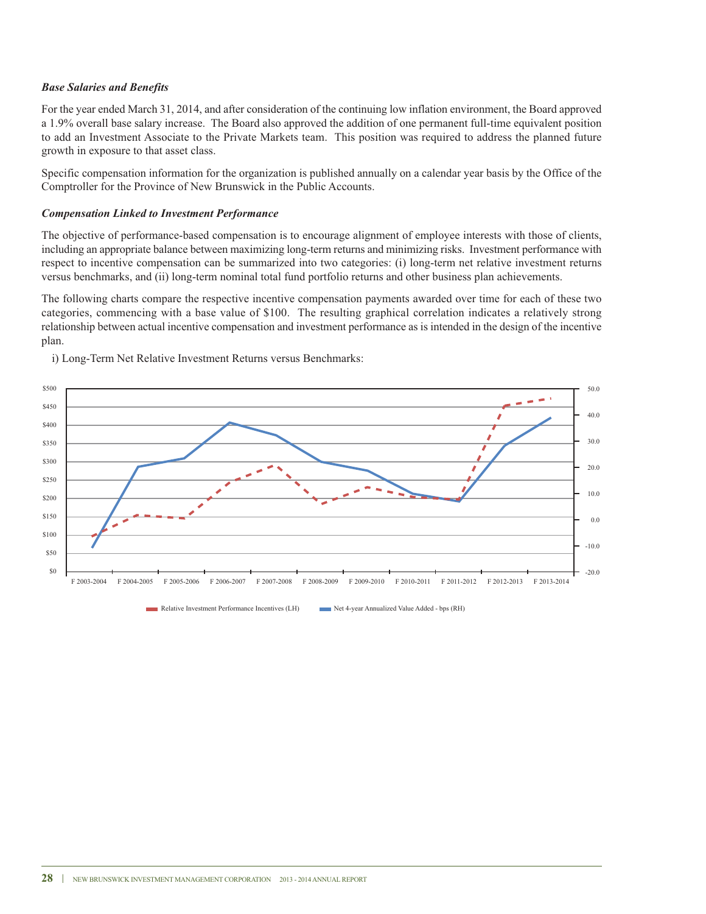***Base Salaries and Benefits***

For the year ended March 31, 2014, and after consideration of the continuing low inflation environment, the Board approved a 1.9% overall base salary increase. The Board also approved the addition of one permanent full-time equivalent position to add an Investment Associate to the Private Markets team. This position was required to address the planned future growth in exposure to that asset class.

Specific compensation information for the organization is published annually on a calendar year basis by the Office of the Comptroller for the Province of New Brunswick in the Public Accounts.

***Compensation Linked to Investment Performance***

The objective of performance-based compensation is to encourage alignment of employee interests with those of clients, including an appropriate balance between maximizing long-term returns and minimizing risks. Investment performance with respect to incentive compensation can be summarized into two categories: (i) long-term net relative investment returns versus benchmarks, and (ii) long-term nominal total fund portfolio returns and other business plan achievements.

The following charts compare the respective incentive compensation payments awarded over time for each of these two categories, commencing with a base value of $100. The resulting graphical correlation indicates a relatively strong relationship between actual incentive compensation and investment performance as is intended in the design of the incentive plan.

i) Long-Term Net Relative Investment Returns versus Benchmarks:

Relative Investment Performance Incentives (LH) | Net 4-year Annualized Value Added - bps (RH)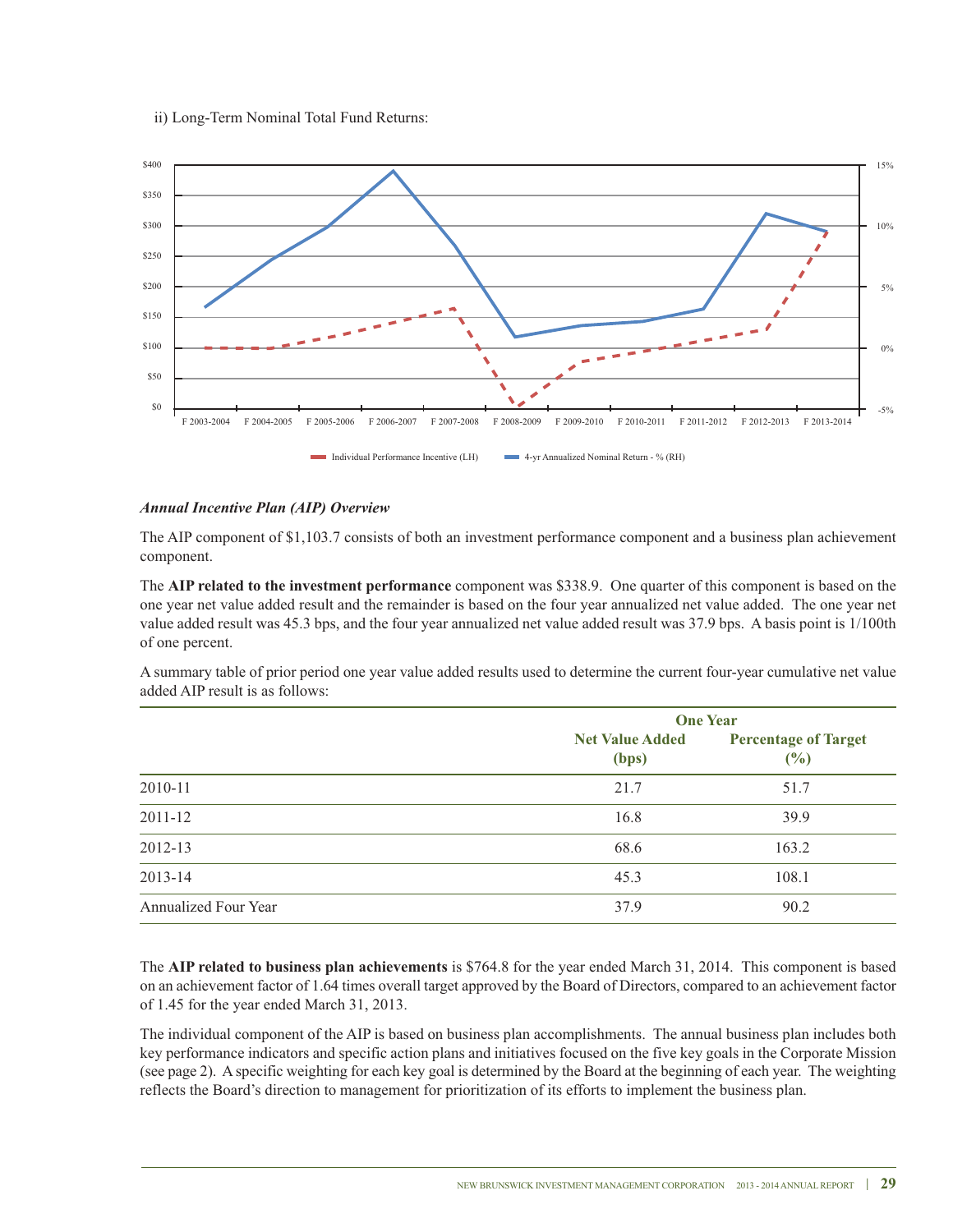ii) Long-Term Nominal Total Fund Returns:

### *Annual Incentive Plan (AIP) Overview*

The AIP component of $1,103.7 consists of both an investment performance component and a business plan achievement component.

The **AIP related to the investment performance** component was $338.9. One quarter of this component is based on the one year net value added result and the remainder is based on the four year annualized net value added. The one year net value added result was 45.3 bps, and the four year annualized net value added result was 37.9 bps. A basis point is 1/100th of one percent.

A summary table of prior period one year value added results used to determine the current four-year cumulative net value added AIP result is as follows:

| | One Year | |
|---|---|---|
| | Net Value Added (bps) | Percentage of Target (%) |
| 2010-11 | 21.7 | 51.7 |
| 2011-12 | 16.8 | 39.9 |
| 2012-13 | 68.6 | 163.2 |
| 2013-14 | 45.3 | 108.1 |
| Annualized Four Year | 37.9 | 90.2 |

The **AIP related to business plan achievements** is $764.8 for the year ended March 31, 2014. This component is based on an achievement factor of 1.64 times overall target approved by the Board of Directors, compared to an achievement factor of 1.45 for the year ended March 31, 2013.

The individual component of the AIP is based on business plan accomplishments. The annual business plan includes both key performance indicators and specific action plans and initiatives focused on the five key goals in the Corporate Mission (see page 2). A specific weighting for each key goal is determined by the Board at the beginning of each year. The weighting reflects the Board's direction to management for prioritization of its efforts to implement the business plan.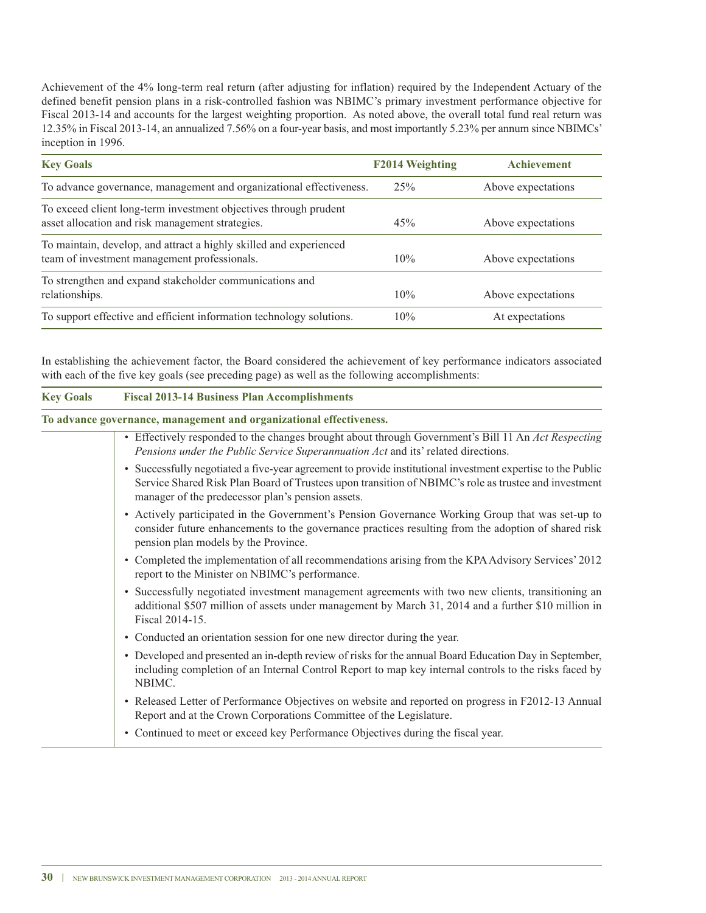Achievement of the 4% long-term real return (after adjusting for inflation) required by the Independent Actuary of the defined benefit pension plans in a risk-controlled fashion was NBIMC's primary investment performance objective for Fiscal 2013-14 and accounts for the largest weighting proportion. As noted above, the overall total fund real return was 12.35% in Fiscal 2013-14, an annualized 7.56% on a four-year basis, and most importantly 5.23% per annum since NBIMCs' inception in 1996.

| Key Goals | F2014 Weighting | Achievement |
|---|---|---|
| To advance governance, management and organizational effectiveness. | 25% | Above expectations |
| To exceed client long-term investment objectives through prudent asset allocation and risk management strategies. | 45% | Above expectations |
| To maintain, develop, and attract a highly skilled and experienced team of investment management professionals. | 10% | Above expectations |
| To strengthen and expand stakeholder communications and relationships. | 10% | Above expectations |
| To support effective and efficient information technology solutions. | 10% | At expectations |

In establishing the achievement factor, the Board considered the achievement of key performance indicators associated with each of the five key goals (see preceding page) as well as the following accomplishments:

| Key Goals | Fiscal 2013-14 Business Plan Accomplishments |
|---|---|
| **To advance governance, management and organizational effectiveness.** | |
| | • Effectively responded to the changes brought about through Government's Bill 11 An *Act Respecting Pensions under the Public Service Superannuation Act* and its' related directions.<br>• Successfully negotiated a five-year agreement to provide institutional investment expertise to the Public Service Shared Risk Plan Board of Trustees upon transition of NBIMC's role as trustee and investment manager of the predecessor plan's pension assets.<br>• Actively participated in the Government's Pension Governance Working Group that was set-up to consider future enhancements to the governance practices resulting from the adoption of shared risk pension plan models by the Province.<br>• Completed the implementation of all recommendations arising from the KPA Advisory Services' 2012 report to the Minister on NBIMC's performance.<br>• Successfully negotiated investment management agreements with two new clients, transitioning an additional \$507 million of assets under management by March 31, 2014 and a further \$10 million in Fiscal 2014-15.<br>• Conducted an orientation session for one new director during the year.<br>• Developed and presented an in-depth review of risks for the annual Board Education Day in September, including completion of an Internal Control Report to map key internal controls to the risks faced by NBIMC.<br>• Released Letter of Performance Objectives on website and reported on progress in F2012-13 Annual Report and at the Crown Corporations Committee of the Legislature.<br>• Continued to meet or exceed key Performance Objectives during the fiscal year. |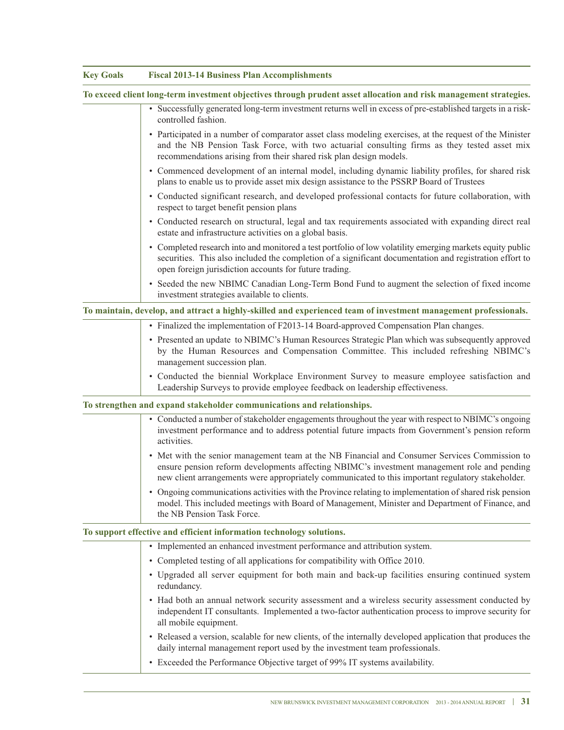| Key Goals | Fiscal 2013-14 Business Plan Accomplishments |
|---|---|
| **To exceed client long-term investment objectives through prudent asset allocation and risk management strategies.** | |
| | • Successfully generated long-term investment returns well in excess of pre-established targets in a risk-controlled fashion.<br>• Participated in a number of comparator asset class modeling exercises, at the request of the Minister and the NB Pension Task Force, with two actuarial consulting firms as they tested asset mix recommendations arising from their shared risk plan design models.<br>• Commenced development of an internal model, including dynamic liability profiles, for shared risk plans to enable us to provide asset mix design assistance to the PSSRP Board of Trustees<br>• Conducted significant research, and developed professional contacts for future collaboration, with respect to target benefit pension plans<br>• Conducted research on structural, legal and tax requirements associated with expanding direct real estate and infrastructure activities on a global basis.<br>• Completed research into and monitored a test portfolio of low volatility emerging markets equity public securities. This also included the completion of a significant documentation and registration effort to open foreign jurisdiction accounts for future trading.<br>• Seeded the new NBIMC Canadian Long-Term Bond Fund to augment the selection of fixed income investment strategies available to clients. |
| **To maintain, develop, and attract a highly-skilled and experienced team of investment management professionals.** | |
| | • Finalized the implementation of F2013-14 Board-approved Compensation Plan changes.<br>• Presented an update to NBIMC's Human Resources Strategic Plan which was subsequently approved by the Human Resources and Compensation Committee. This included refreshing NBIMC's management succession plan.<br>• Conducted the biennial Workplace Environment Survey to measure employee satisfaction and Leadership Surveys to provide employee feedback on leadership effectiveness. |
| **To strengthen and expand stakeholder communications and relationships.** | |
| | • Conducted a number of stakeholder engagements throughout the year with respect to NBIMC's ongoing investment performance and to address potential future impacts from Government's pension reform activities.<br>• Met with the senior management team at the NB Financial and Consumer Services Commission to ensure pension reform developments affecting NBIMC's investment management role and pending new client arrangements were appropriately communicated to this important regulatory stakeholder.<br>• Ongoing communications activities with the Province relating to implementation of shared risk pension model. This included meetings with Board of Management, Minister and Department of Finance, and the NB Pension Task Force. |
| **To support effective and efficient information technology solutions.** | |
| | • Implemented an enhanced investment performance and attribution system.<br>• Completed testing of all applications for compatibility with Office 2010.<br>• Upgraded all server equipment for both main and back-up facilities ensuring continued system redundancy.<br>• Had both an annual network security assessment and a wireless security assessment conducted by independent IT consultants. Implemented a two-factor authentication process to improve security for all mobile equipment.<br>• Released a version, scalable for new clients, of the internally developed application that produces the daily internal management report used by the investment team professionals.<br>• Exceeded the Performance Objective target of 99% IT systems availability. |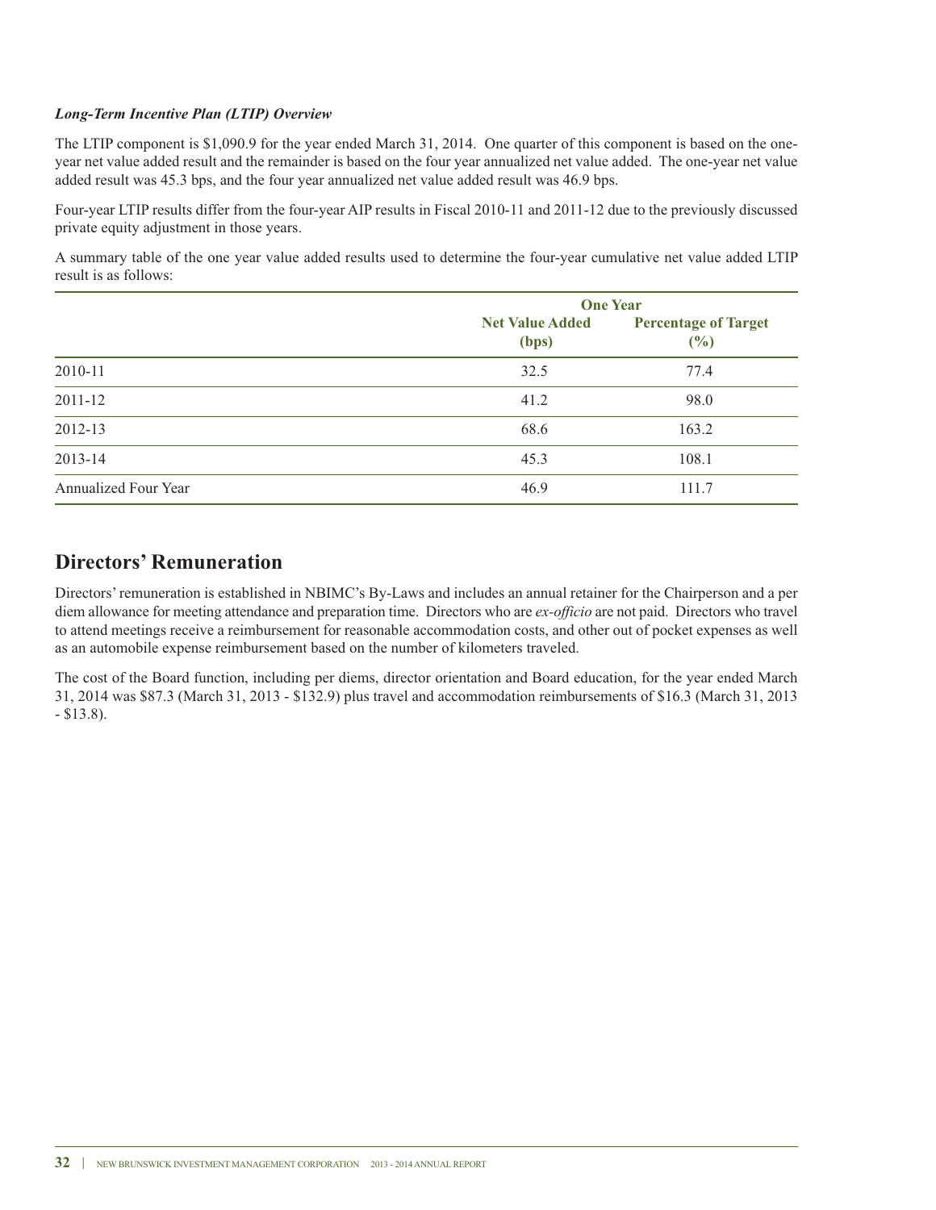***Long-Term Incentive Plan (LTIP) Overview***

The LTIP component is $1,090.9 for the year ended March 31, 2014. One quarter of this component is based on the one-year net value added result and the remainder is based on the four year annualized net value added. The one-year net value added result was 45.3 bps, and the four year annualized net value added result was 46.9 bps.

Four-year LTIP results differ from the four-year AIP results in Fiscal 2010-11 and 2011-12 due to the previously discussed private equity adjustment in those years.

A summary table of the one year value added results used to determine the four-year cumulative net value added LTIP result is as follows:

| | One Year | |
|---|---|---|
| | Net Value Added (bps) | Percentage of Target (%) |
| 2010-11 | 32.5 | 77.4 |
| 2011-12 | 41.2 | 98.0 |
| 2012-13 | 68.6 | 163.2 |
| 2013-14 | 45.3 | 108.1 |
| Annualized Four Year | 46.9 | 111.7 |

## Directors' Remuneration

Directors' remuneration is established in NBIMC's By-Laws and includes an annual retainer for the Chairperson and a per diem allowance for meeting attendance and preparation time. Directors who are *ex-officio* are not paid. Directors who travel to attend meetings receive a reimbursement for reasonable accommodation costs, and other out of pocket expenses as well as an automobile expense reimbursement based on the number of kilometers traveled.

The cost of the Board function, including per diems, director orientation and Board education, for the year ended March 31, 2014 was $87.3 (March 31, 2013 - $132.9) plus travel and accommodation reimbursements of $16.3 (March 31, 2013 - $13.8).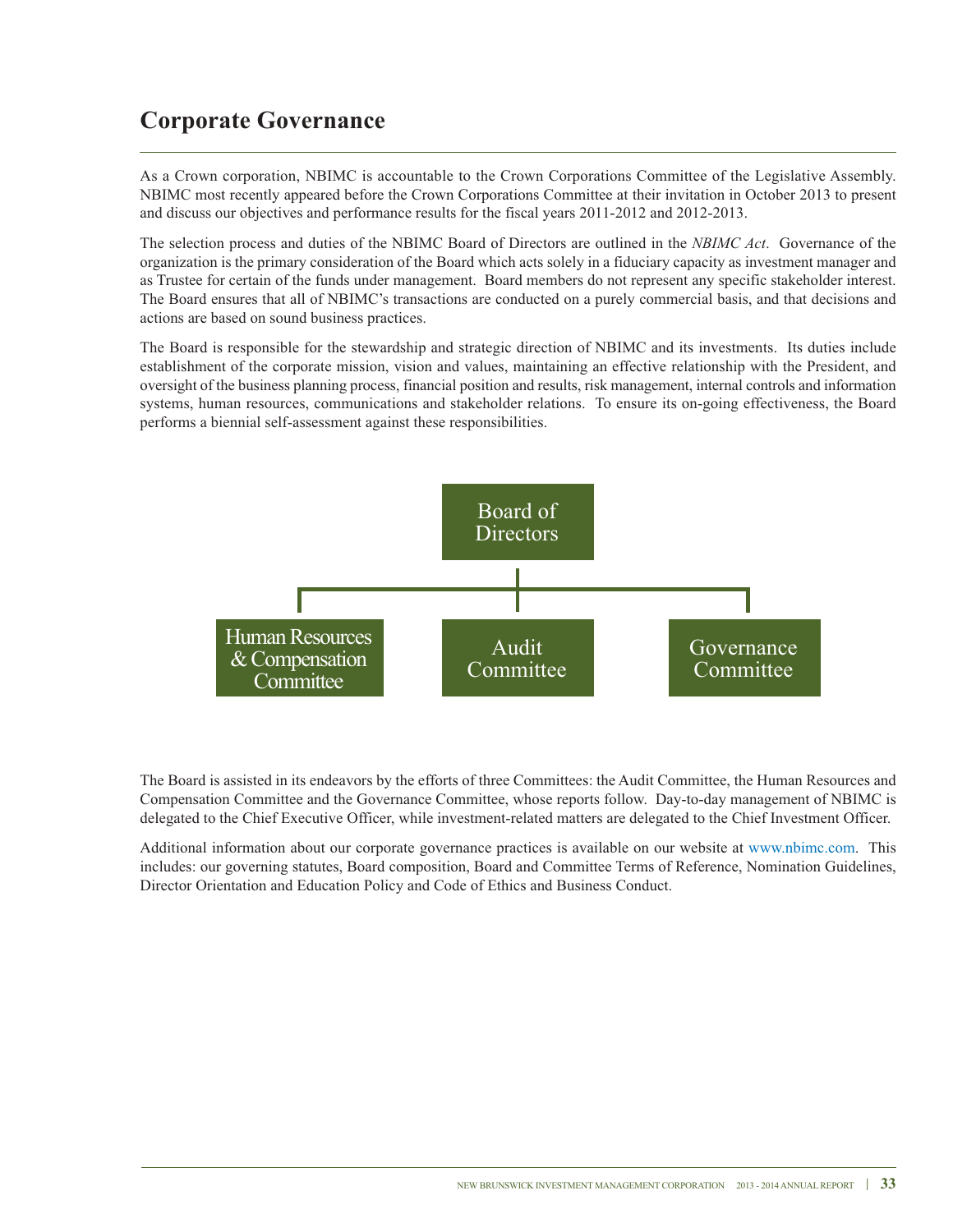# Corporate Governance

As a Crown corporation, NBIMC is accountable to the Crown Corporations Committee of the Legislative Assembly. NBIMC most recently appeared before the Crown Corporations Committee at their invitation in October 2013 to present and discuss our objectives and performance results for the fiscal years 2011-2012 and 2012-2013.

The selection process and duties of the NBIMC Board of Directors are outlined in the *NBIMC Act*. Governance of the organization is the primary consideration of the Board which acts solely in a fiduciary capacity as investment manager and as Trustee for certain of the funds under management. Board members do not represent any specific stakeholder interest. The Board ensures that all of NBIMC's transactions are conducted on a purely commercial basis, and that decisions and actions are based on sound business practices.

The Board is responsible for the stewardship and strategic direction of NBIMC and its investments. Its duties include establishment of the corporate mission, vision and values, maintaining an effective relationship with the President, and oversight of the business planning process, financial position and results, risk management, internal controls and information systems, human resources, communications and stakeholder relations. To ensure its on-going effectiveness, the Board performs a biennial self-assessment against these responsibilities.

Board of Directors

Human Resources & Compensation Committee | Audit Committee | Governance Committee

The Board is assisted in its endeavors by the efforts of three Committees: the Audit Committee, the Human Resources and Compensation Committee and the Governance Committee, whose reports follow. Day-to-day management of NBIMC is delegated to the Chief Executive Officer, while investment-related matters are delegated to the Chief Investment Officer.

Additional information about our corporate governance practices is available on our website at www.nbimc.com. This includes: our governing statutes, Board composition, Board and Committee Terms of Reference, Nomination Guidelines, Director Orientation and Education Policy and Code of Ethics and Business Conduct.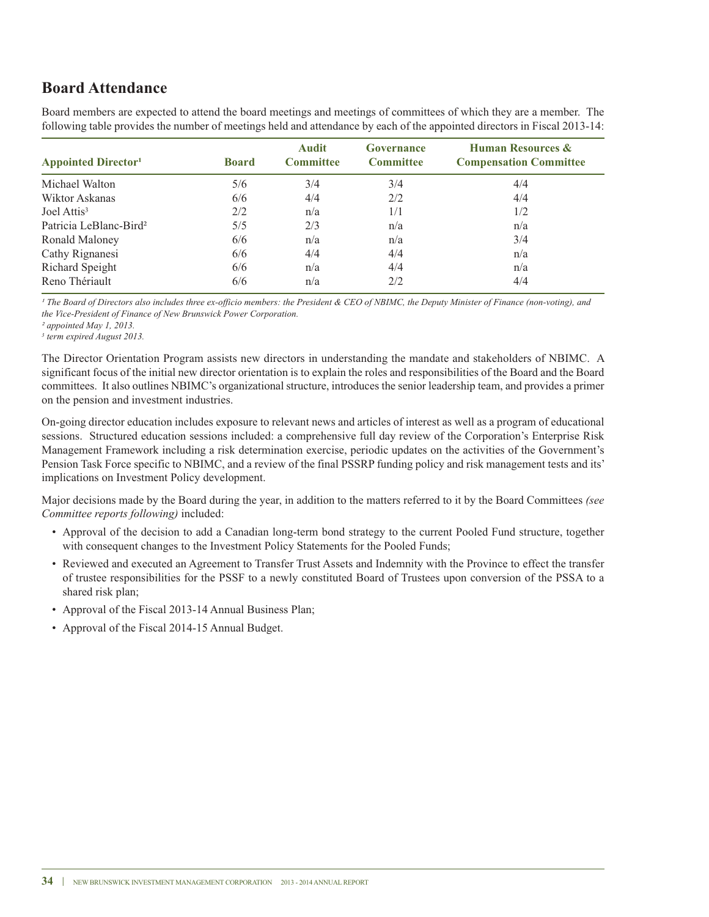## Board Attendance

Board members are expected to attend the board meetings and meetings of committees of which they are a member. The following table provides the number of meetings held and attendance by each of the appointed directors in Fiscal 2013-14:

| Appointed Director[1] | Board | Audit Committee | Governance Committee | Human Resources & Compensation Committee |
|---|---|---|---|---|
| Michael Walton | 5/6 | 3/4 | 3/4 | 4/4 |
| Wiktor Askanas | 6/6 | 4/4 | 2/2 | 4/4 |
| Joel Attis[3] | 2/2 | n/a | 1/1 | 1/2 |
| Patricia LeBlanc-Bird[2] | 5/5 | 2/3 | n/a | n/a |
| Ronald Maloney | 6/6 | n/a | n/a | 3/4 |
| Cathy Rignanesi | 6/6 | 4/4 | 4/4 | n/a |
| Richard Speight | 6/6 | n/a | 4/4 | n/a |
| Reno Thériault | 6/6 | n/a | 2/2 | 4/4 |

*[1] The Board of Directors also includes three ex-officio members: the President & CEO of NBIMC, the Deputy Minister of Finance (non-voting), and the Vice-President of Finance of New Brunswick Power Corporation.*

*[2] appointed May 1, 2013.*

*[3] term expired August 2013.*

The Director Orientation Program assists new directors in understanding the mandate and stakeholders of NBIMC. A significant focus of the initial new director orientation is to explain the roles and responsibilities of the Board and the Board committees. It also outlines NBIMC's organizational structure, introduces the senior leadership team, and provides a primer on the pension and investment industries.

On-going director education includes exposure to relevant news and articles of interest as well as a program of educational sessions. Structured education sessions included: a comprehensive full day review of the Corporation's Enterprise Risk Management Framework including a risk determination exercise, periodic updates on the activities of the Government's Pension Task Force specific to NBIMC, and a review of the final PSSRP funding policy and risk management tests and its' implications on Investment Policy development.

Major decisions made by the Board during the year, in addition to the matters referred to it by the Board Committees *(see Committee reports following)* included:

- Approval of the decision to add a Canadian long-term bond strategy to the current Pooled Fund structure, together with consequent changes to the Investment Policy Statements for the Pooled Funds;
- Reviewed and executed an Agreement to Transfer Trust Assets and Indemnity with the Province to effect the transfer of trustee responsibilities for the PSSF to a newly constituted Board of Trustees upon conversion of the PSSA to a shared risk plan;
- Approval of the Fiscal 2013-14 Annual Business Plan;
- Approval of the Fiscal 2014-15 Annual Budget.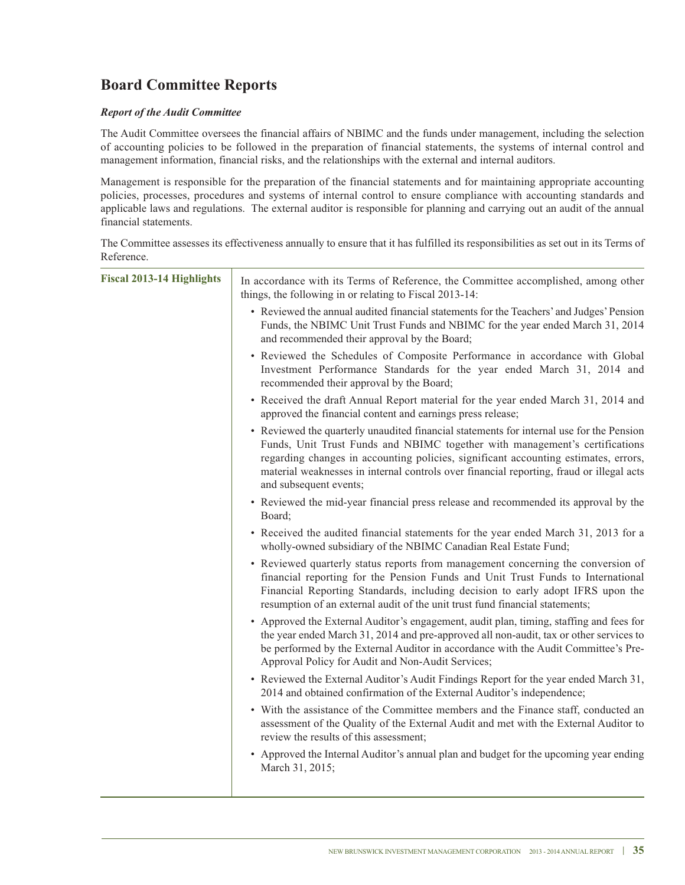# Board Committee Reports

***Report of the Audit Committee***

The Audit Committee oversees the financial affairs of NBIMC and the funds under management, including the selection of accounting policies to be followed in the preparation of financial statements, the systems of internal control and management information, financial risks, and the relationships with the external and internal auditors.

Management is responsible for the preparation of the financial statements and for maintaining appropriate accounting policies, processes, procedures and systems of internal control to ensure compliance with accounting standards and applicable laws and regulations. The external auditor is responsible for planning and carrying out an audit of the annual financial statements.

The Committee assesses its effectiveness annually to ensure that it has fulfilled its responsibilities as set out in its Terms of Reference.

**Fiscal 2013-14 Highlights**

In accordance with its Terms of Reference, the Committee accomplished, among other things, the following in or relating to Fiscal 2013-14:

- Reviewed the annual audited financial statements for the Teachers' and Judges' Pension Funds, the NBIMC Unit Trust Funds and NBIMC for the year ended March 31, 2014 and recommended their approval by the Board;
- Reviewed the Schedules of Composite Performance in accordance with Global Investment Performance Standards for the year ended March 31, 2014 and recommended their approval by the Board;
- Received the draft Annual Report material for the year ended March 31, 2014 and approved the financial content and earnings press release;
- Reviewed the quarterly unaudited financial statements for internal use for the Pension Funds, Unit Trust Funds and NBIMC together with management's certifications regarding changes in accounting policies, significant accounting estimates, errors, material weaknesses in internal controls over financial reporting, fraud or illegal acts and subsequent events;
- Reviewed the mid-year financial press release and recommended its approval by the Board;
- Received the audited financial statements for the year ended March 31, 2013 for a wholly-owned subsidiary of the NBIMC Canadian Real Estate Fund;
- Reviewed quarterly status reports from management concerning the conversion of financial reporting for the Pension Funds and Unit Trust Funds to International Financial Reporting Standards, including decision to early adopt IFRS upon the resumption of an external audit of the unit trust fund financial statements;
- Approved the External Auditor's engagement, audit plan, timing, staffing and fees for the year ended March 31, 2014 and pre-approved all non-audit, tax or other services to be performed by the External Auditor in accordance with the Audit Committee's Pre-Approval Policy for Audit and Non-Audit Services;
- Reviewed the External Auditor's Audit Findings Report for the year ended March 31, 2014 and obtained confirmation of the External Auditor's independence;
- With the assistance of the Committee members and the Finance staff, conducted an assessment of the Quality of the External Audit and met with the External Auditor to review the results of this assessment;
- Approved the Internal Auditor's annual plan and budget for the upcoming year ending March 31, 2015;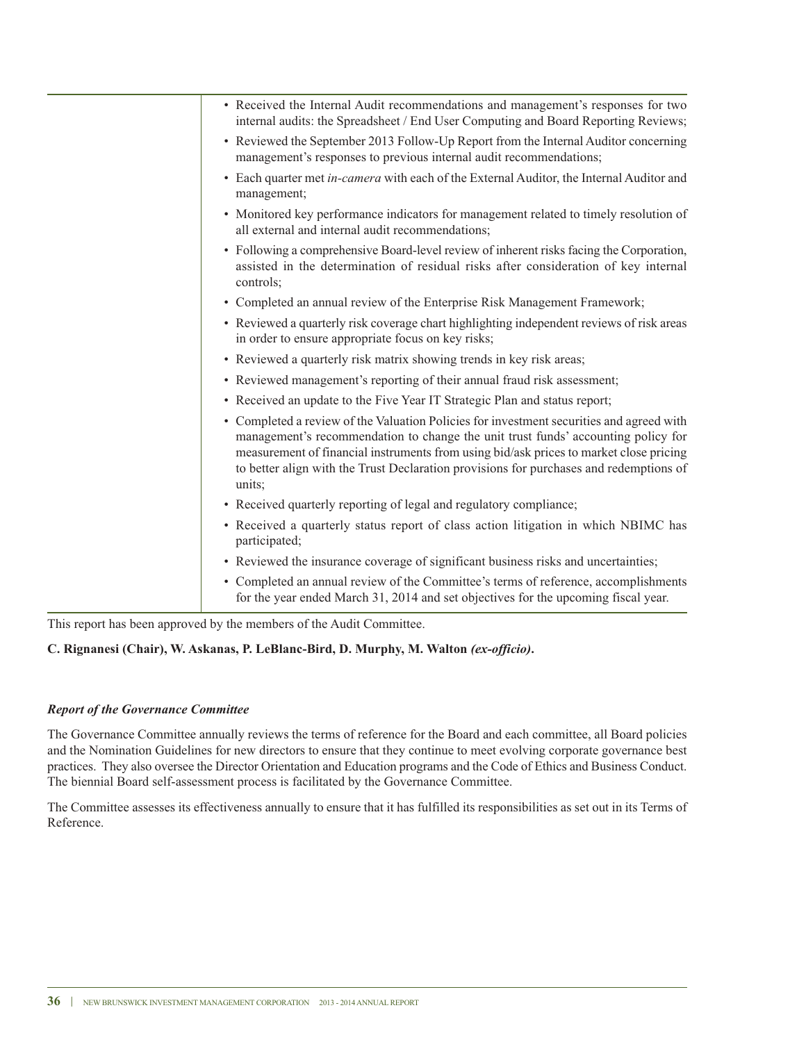- Received the Internal Audit recommendations and management's responses for two internal audits: the Spreadsheet / End User Computing and Board Reporting Reviews;
- Reviewed the September 2013 Follow-Up Report from the Internal Auditor concerning management's responses to previous internal audit recommendations;
- Each quarter met *in-camera* with each of the External Auditor, the Internal Auditor and management;
- Monitored key performance indicators for management related to timely resolution of all external and internal audit recommendations;
- Following a comprehensive Board-level review of inherent risks facing the Corporation, assisted in the determination of residual risks after consideration of key internal controls;
- Completed an annual review of the Enterprise Risk Management Framework;
- Reviewed a quarterly risk coverage chart highlighting independent reviews of risk areas in order to ensure appropriate focus on key risks;
- Reviewed a quarterly risk matrix showing trends in key risk areas;
- Reviewed management's reporting of their annual fraud risk assessment;
- Received an update to the Five Year IT Strategic Plan and status report;
- Completed a review of the Valuation Policies for investment securities and agreed with management's recommendation to change the unit trust funds' accounting policy for measurement of financial instruments from using bid/ask prices to market close pricing to better align with the Trust Declaration provisions for purchases and redemptions of units;
- Received quarterly reporting of legal and regulatory compliance;
- Received a quarterly status report of class action litigation in which NBIMC has participated;
- Reviewed the insurance coverage of significant business risks and uncertainties;
- Completed an annual review of the Committee's terms of reference, accomplishments for the year ended March 31, 2014 and set objectives for the upcoming fiscal year.

This report has been approved by the members of the Audit Committee.

**C. Rignanesi (Chair), W. Askanas, P. LeBlanc-Bird, D. Murphy, M. Walton *(ex-officio)*.**

***Report of the Governance Committee***

The Governance Committee annually reviews the terms of reference for the Board and each committee, all Board policies and the Nomination Guidelines for new directors to ensure that they continue to meet evolving corporate governance best practices. They also oversee the Director Orientation and Education programs and the Code of Ethics and Business Conduct. The biennial Board self-assessment process is facilitated by the Governance Committee.

The Committee assesses its effectiveness annually to ensure that it has fulfilled its responsibilities as set out in its Terms of Reference.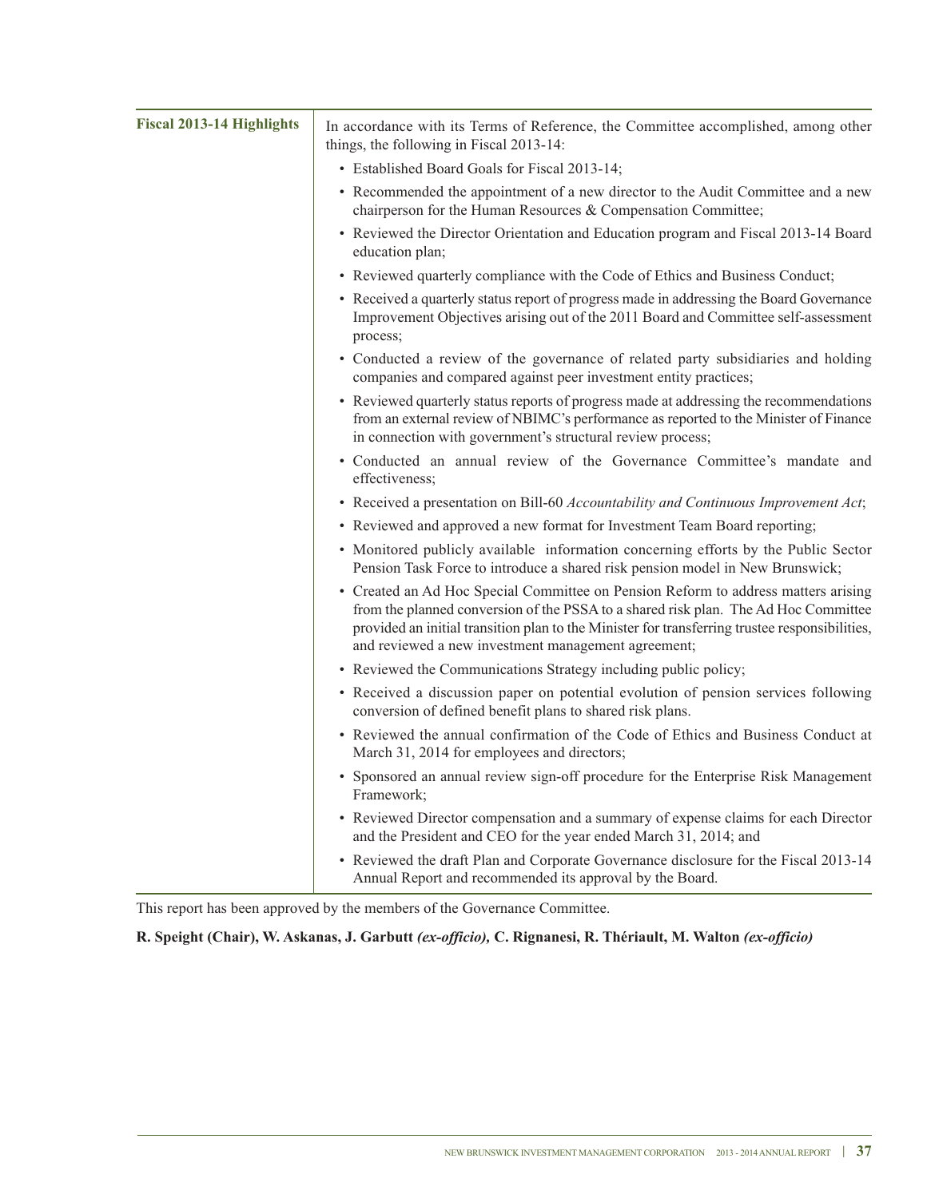**Fiscal 2013-14 Highlights**

In accordance with its Terms of Reference, the Committee accomplished, among other things, the following in Fiscal 2013-14:

- Established Board Goals for Fiscal 2013-14;
- Recommended the appointment of a new director to the Audit Committee and a new chairperson for the Human Resources & Compensation Committee;
- Reviewed the Director Orientation and Education program and Fiscal 2013-14 Board education plan;
- Reviewed quarterly compliance with the Code of Ethics and Business Conduct;
- Received a quarterly status report of progress made in addressing the Board Governance Improvement Objectives arising out of the 2011 Board and Committee self-assessment process;
- Conducted a review of the governance of related party subsidiaries and holding companies and compared against peer investment entity practices;
- Reviewed quarterly status reports of progress made at addressing the recommendations from an external review of NBIMC's performance as reported to the Minister of Finance in connection with government's structural review process;
- Conducted an annual review of the Governance Committee's mandate and effectiveness;
- Received a presentation on Bill-60 *Accountability and Continuous Improvement Act*;
- Reviewed and approved a new format for Investment Team Board reporting;
- Monitored publicly available information concerning efforts by the Public Sector Pension Task Force to introduce a shared risk pension model in New Brunswick;
- Created an Ad Hoc Special Committee on Pension Reform to address matters arising from the planned conversion of the PSSA to a shared risk plan. The Ad Hoc Committee provided an initial transition plan to the Minister for transferring trustee responsibilities, and reviewed a new investment management agreement;
- Reviewed the Communications Strategy including public policy;
- Received a discussion paper on potential evolution of pension services following conversion of defined benefit plans to shared risk plans.
- Reviewed the annual confirmation of the Code of Ethics and Business Conduct at March 31, 2014 for employees and directors;
- Sponsored an annual review sign-off procedure for the Enterprise Risk Management Framework;
- Reviewed Director compensation and a summary of expense claims for each Director and the President and CEO for the year ended March 31, 2014; and
- Reviewed the draft Plan and Corporate Governance disclosure for the Fiscal 2013-14 Annual Report and recommended its approval by the Board.

This report has been approved by the members of the Governance Committee.

**R. Speight (Chair), W. Askanas, J. Garbutt *(ex-officio),* C. Rignanesi, R. Thériault, M. Walton *(ex-officio)***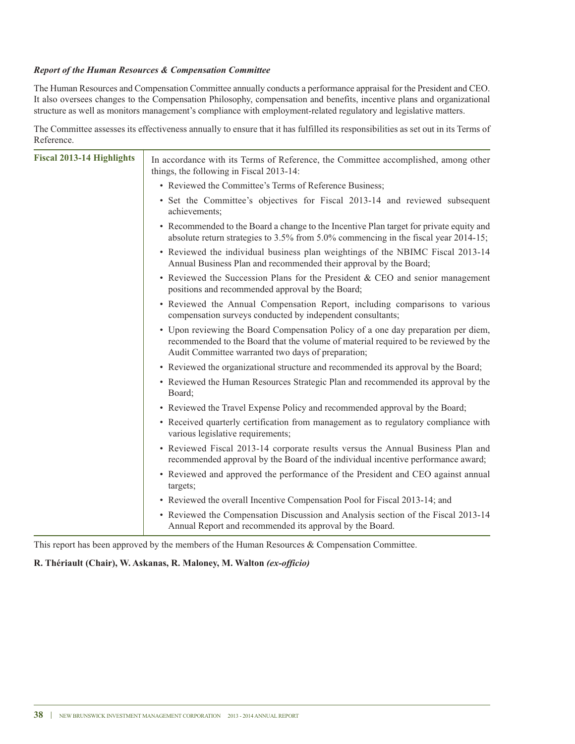***Report of the Human Resources & Compensation Committee***

The Human Resources and Compensation Committee annually conducts a performance appraisal for the President and CEO. It also oversees changes to the Compensation Philosophy, compensation and benefits, incentive plans and organizational structure as well as monitors management's compliance with employment-related regulatory and legislative matters.

The Committee assesses its effectiveness annually to ensure that it has fulfilled its responsibilities as set out in its Terms of Reference.

| **Fiscal 2013-14 Highlights** | In accordance with its Terms of Reference, the Committee accomplished, among other things, the following in Fiscal 2013-14:<br>• Reviewed the Committee's Terms of Reference Business;<br>• Set the Committee's objectives for Fiscal 2013-14 and reviewed subsequent achievements;<br>• Recommended to the Board a change to the Incentive Plan target for private equity and absolute return strategies to 3.5% from 5.0% commencing in the fiscal year 2014-15;<br>• Reviewed the individual business plan weightings of the NBIMC Fiscal 2013-14 Annual Business Plan and recommended their approval by the Board;<br>• Reviewed the Succession Plans for the President & CEO and senior management positions and recommended approval by the Board;<br>• Reviewed the Annual Compensation Report, including comparisons to various compensation surveys conducted by independent consultants;<br>• Upon reviewing the Board Compensation Policy of a one day preparation per diem, recommended to the Board that the volume of material required to be reviewed by the Audit Committee warranted two days of preparation;<br>• Reviewed the organizational structure and recommended its approval by the Board;<br>• Reviewed the Human Resources Strategic Plan and recommended its approval by the Board;<br>• Reviewed the Travel Expense Policy and recommended approval by the Board;<br>• Received quarterly certification from management as to regulatory compliance with various legislative requirements;<br>• Reviewed Fiscal 2013-14 corporate results versus the Annual Business Plan and recommended approval by the Board of the individual incentive performance award;<br>• Reviewed and approved the performance of the President and CEO against annual targets;<br>• Reviewed the overall Incentive Compensation Pool for Fiscal 2013-14; and<br>• Reviewed the Compensation Discussion and Analysis section of the Fiscal 2013-14 Annual Report and recommended its approval by the Board. |
|---|---|

This report has been approved by the members of the Human Resources & Compensation Committee.

**R. Thériault (Chair), W. Askanas, R. Maloney, M. Walton *(ex-officio)***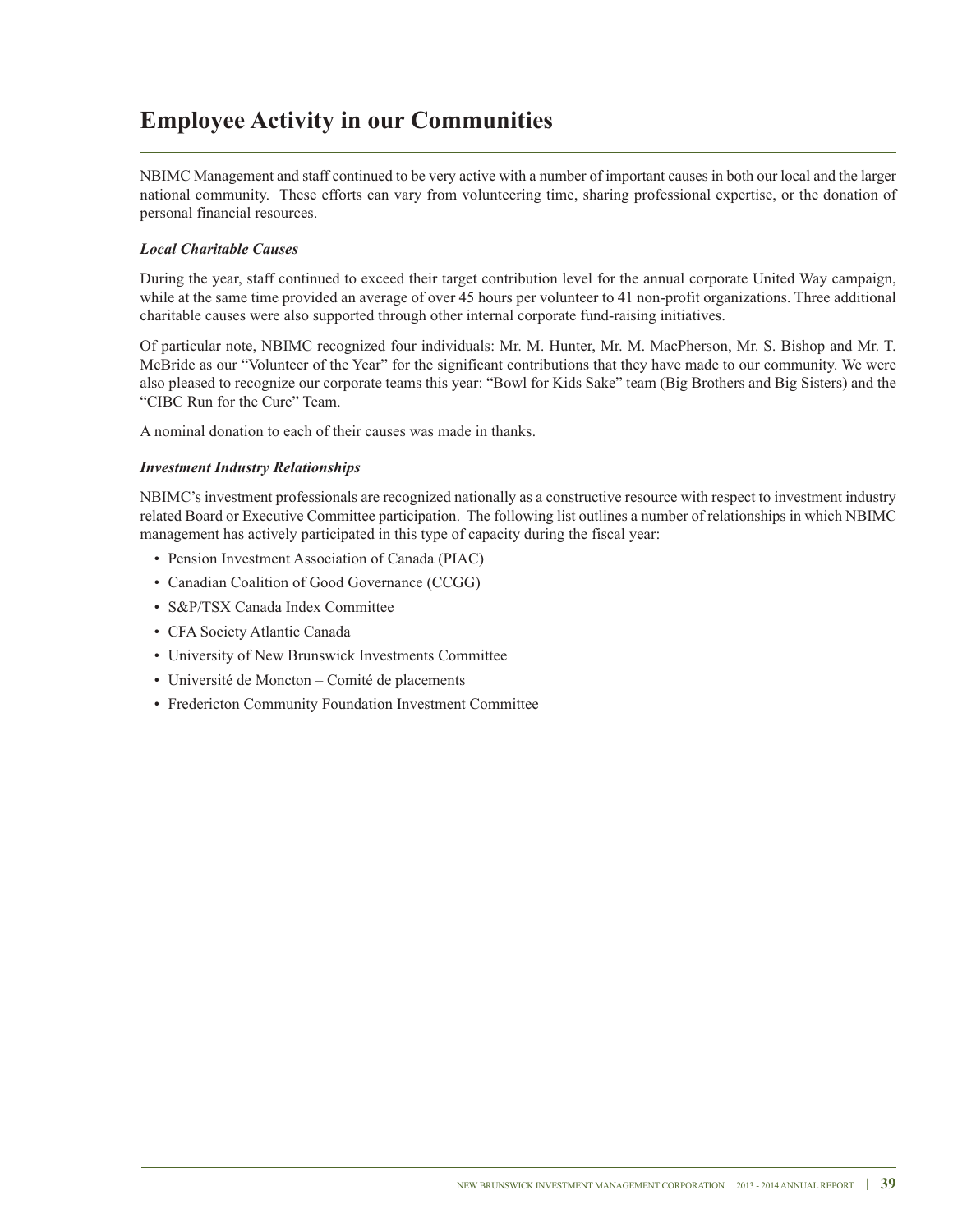# Employee Activity in our Communities

NBIMC Management and staff continued to be very active with a number of important causes in both our local and the larger national community. These efforts can vary from volunteering time, sharing professional expertise, or the donation of personal financial resources.

***Local Charitable Causes***

During the year, staff continued to exceed their target contribution level for the annual corporate United Way campaign, while at the same time provided an average of over 45 hours per volunteer to 41 non-profit organizations. Three additional charitable causes were also supported through other internal corporate fund-raising initiatives.

Of particular note, NBIMC recognized four individuals: Mr. M. Hunter, Mr. M. MacPherson, Mr. S. Bishop and Mr. T. McBride as our "Volunteer of the Year" for the significant contributions that they have made to our community. We were also pleased to recognize our corporate teams this year: "Bowl for Kids Sake" team (Big Brothers and Big Sisters) and the "CIBC Run for the Cure" Team.

A nominal donation to each of their causes was made in thanks.

***Investment Industry Relationships***

NBIMC's investment professionals are recognized nationally as a constructive resource with respect to investment industry related Board or Executive Committee participation. The following list outlines a number of relationships in which NBIMC management has actively participated in this type of capacity during the fiscal year:

- Pension Investment Association of Canada (PIAC)
- Canadian Coalition of Good Governance (CCGG)
- S&P/TSX Canada Index Committee
- CFA Society Atlantic Canada
- University of New Brunswick Investments Committee
- Université de Moncton – Comité de placements
- Fredericton Community Foundation Investment Committee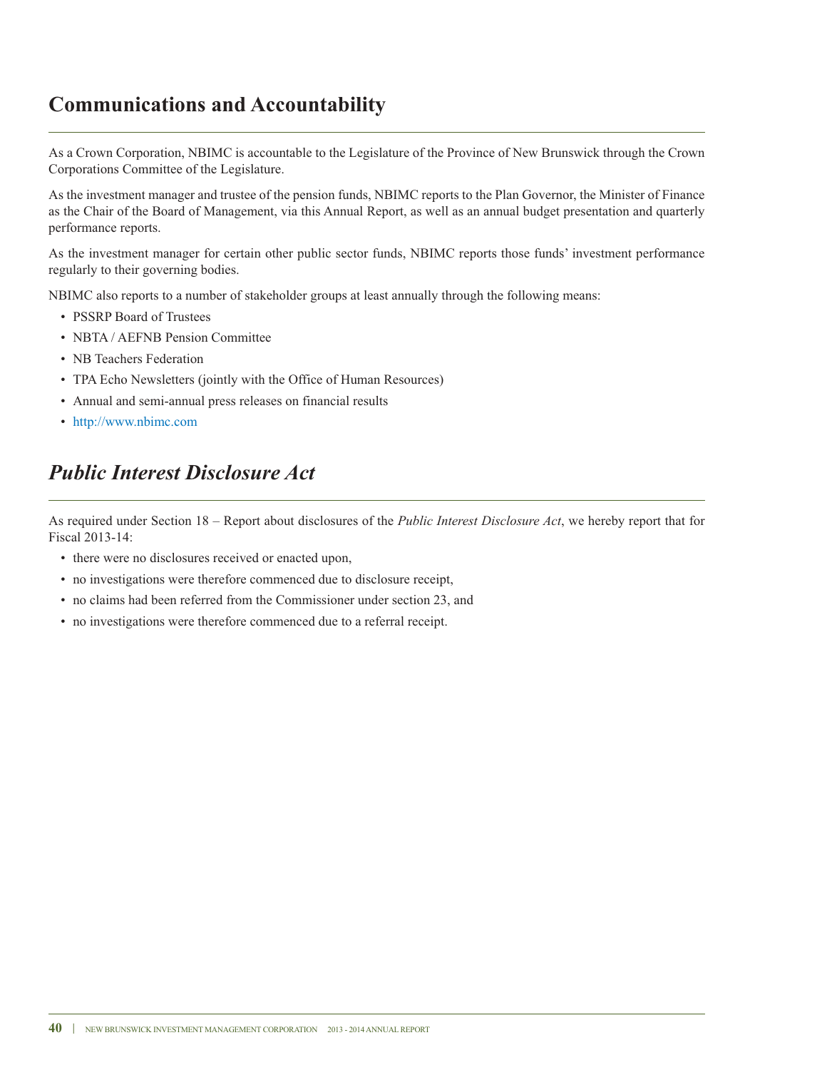## Communications and Accountability

As a Crown Corporation, NBIMC is accountable to the Legislature of the Province of New Brunswick through the Crown Corporations Committee of the Legislature.

As the investment manager and trustee of the pension funds, NBIMC reports to the Plan Governor, the Minister of Finance as the Chair of the Board of Management, via this Annual Report, as well as an annual budget presentation and quarterly performance reports.

As the investment manager for certain other public sector funds, NBIMC reports those funds' investment performance regularly to their governing bodies.

NBIMC also reports to a number of stakeholder groups at least annually through the following means:

- PSSRP Board of Trustees
- NBTA / AEFNB Pension Committee
- NB Teachers Federation
- TPA Echo Newsletters (jointly with the Office of Human Resources)
- Annual and semi-annual press releases on financial results
- http://www.nbimc.com

## *Public Interest Disclosure Act*

As required under Section 18 – Report about disclosures of the *Public Interest Disclosure Act*, we hereby report that for Fiscal 2013-14:

- there were no disclosures received or enacted upon,
- no investigations were therefore commenced due to disclosure receipt,
- no claims had been referred from the Commissioner under section 23, and
- no investigations were therefore commenced due to a referral receipt.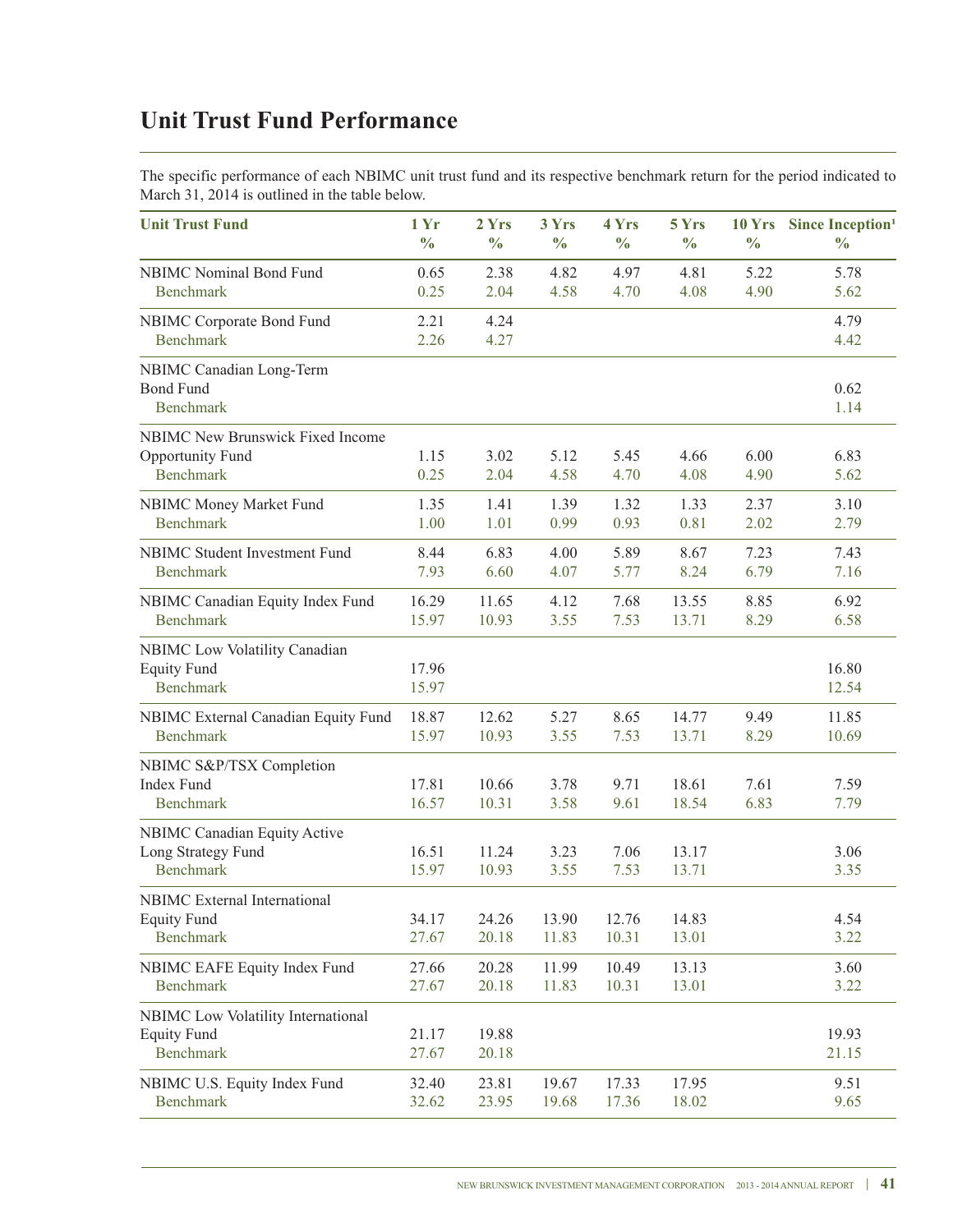# Unit Trust Fund Performance

The specific performance of each NBIMC unit trust fund and its respective benchmark return for the period indicated to March 31, 2014 is outlined in the table below.

| Unit Trust Fund | 1 Yr % | 2 Yrs % | 3 Yrs % | 4 Yrs % | 5 Yrs % | 10 Yrs % | Since Inception[1] % |
|---|---|---|---|---|---|---|---|
| NBIMC Nominal Bond Fund | 0.65 | 2.38 | 4.82 | 4.97 | 4.81 | 5.22 | 5.78 |
| Benchmark | 0.25 | 2.04 | 4.58 | 4.70 | 4.08 | 4.90 | 5.62 |
| NBIMC Corporate Bond Fund | 2.21 | 4.24 | | | | | 4.79 |
| Benchmark | 2.26 | 4.27 | | | | | 4.42 |
| NBIMC Canadian Long-Term Bond Fund | | | | | | | 0.62 |
| Benchmark | | | | | | | 1.14 |
| NBIMC New Brunswick Fixed Income Opportunity Fund | 1.15 | 3.02 | 5.12 | 5.45 | 4.66 | 6.00 | 6.83 |
| Benchmark | 0.25 | 2.04 | 4.58 | 4.70 | 4.08 | 4.90 | 5.62 |
| NBIMC Money Market Fund | 1.35 | 1.41 | 1.39 | 1.32 | 1.33 | 2.37 | 3.10 |
| Benchmark | 1.00 | 1.01 | 0.99 | 0.93 | 0.81 | 2.02 | 2.79 |
| NBIMC Student Investment Fund | 8.44 | 6.83 | 4.00 | 5.89 | 8.67 | 7.23 | 7.43 |
| Benchmark | 7.93 | 6.60 | 4.07 | 5.77 | 8.24 | 6.79 | 7.16 |
| NBIMC Canadian Equity Index Fund | 16.29 | 11.65 | 4.12 | 7.68 | 13.55 | 8.85 | 6.92 |
| Benchmark | 15.97 | 10.93 | 3.55 | 7.53 | 13.71 | 8.29 | 6.58 |
| NBIMC Low Volatility Canadian Equity Fund | 17.96 | | | | | | 16.80 |
| Benchmark | 15.97 | | | | | | 12.54 |
| NBIMC External Canadian Equity Fund | 18.87 | 12.62 | 5.27 | 8.65 | 14.77 | 9.49 | 11.85 |
| Benchmark | 15.97 | 10.93 | 3.55 | 7.53 | 13.71 | 8.29 | 10.69 |
| NBIMC S&P/TSX Completion Index Fund | 17.81 | 10.66 | 3.78 | 9.71 | 18.61 | 7.61 | 7.59 |
| Benchmark | 16.57 | 10.31 | 3.58 | 9.61 | 18.54 | 6.83 | 7.79 |
| NBIMC Canadian Equity Active Long Strategy Fund | 16.51 | 11.24 | 3.23 | 7.06 | 13.17 | | 3.06 |
| Benchmark | 15.97 | 10.93 | 3.55 | 7.53 | 13.71 | | 3.35 |
| NBIMC External International Equity Fund | 34.17 | 24.26 | 13.90 | 12.76 | 14.83 | | 4.54 |
| Benchmark | 27.67 | 20.18 | 11.83 | 10.31 | 13.01 | | 3.22 |
| NBIMC EAFE Equity Index Fund | 27.66 | 20.28 | 11.99 | 10.49 | 13.13 | | 3.60 |
| Benchmark | 27.67 | 20.18 | 11.83 | 10.31 | 13.01 | | 3.22 |
| NBIMC Low Volatility International Equity Fund | 21.17 | 19.88 | | | | | 19.93 |
| Benchmark | 27.67 | 20.18 | | | | | 21.15 |
| NBIMC U.S. Equity Index Fund | 32.40 | 23.81 | 19.67 | 17.33 | 17.95 | | 9.51 |
| Benchmark | 32.62 | 23.95 | 19.68 | 17.36 | 18.02 | | 9.65 |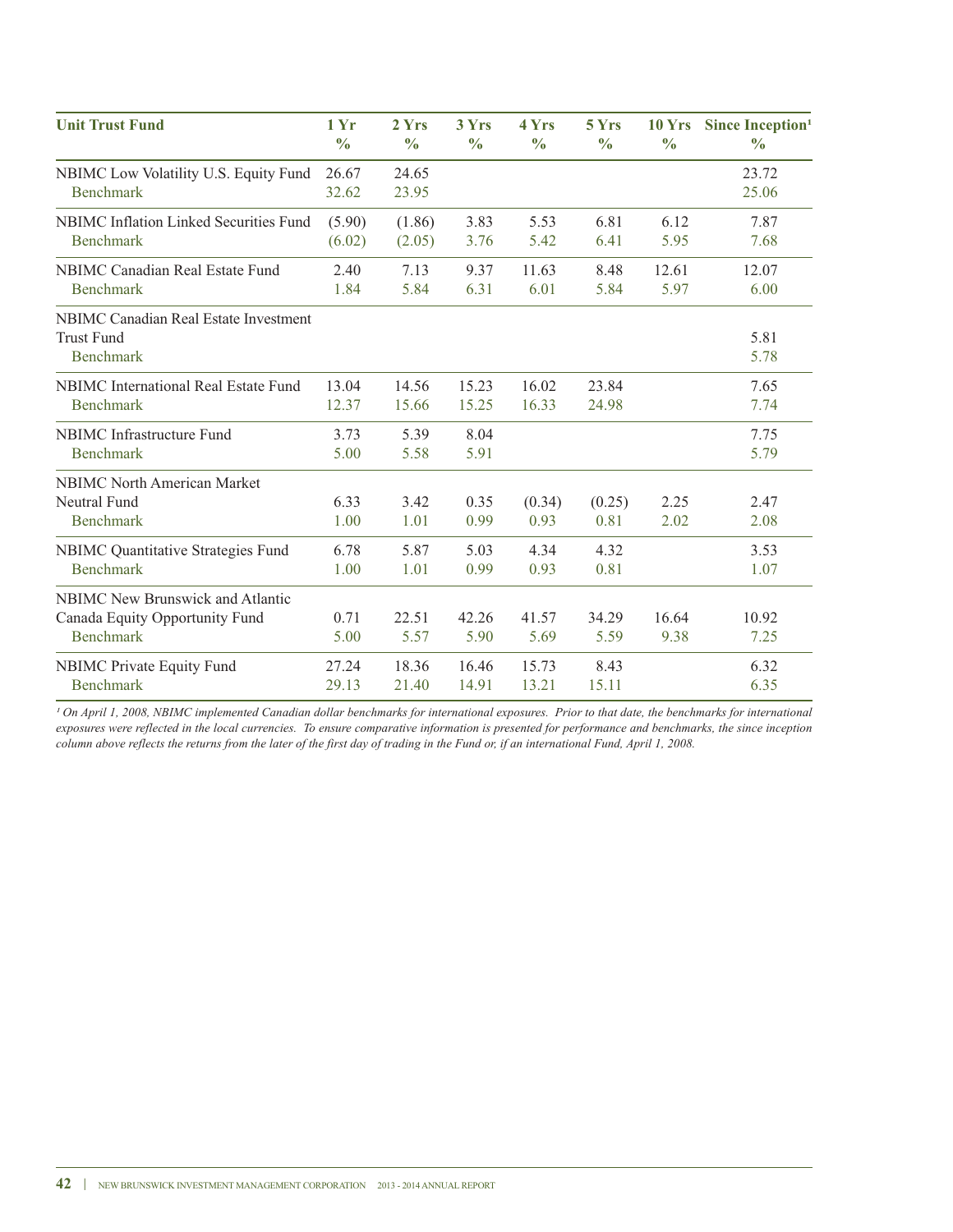| Unit Trust Fund | 1 Yr % | 2 Yrs % | 3 Yrs % | 4 Yrs % | 5 Yrs % | 10 Yrs % | Since Inception[1] % |
|---|---|---|---|---|---|---|---|
| NBIMC Low Volatility U.S. Equity Fund | 26.67 | 24.65 | | | | | 23.72 |
| Benchmark | 32.62 | 23.95 | | | | | 25.06 |
| NBIMC Inflation Linked Securities Fund | (5.90) | (1.86) | 3.83 | 5.53 | 6.81 | 6.12 | 7.87 |
| Benchmark | (6.02) | (2.05) | 3.76 | 5.42 | 6.41 | 5.95 | 7.68 |
| NBIMC Canadian Real Estate Fund | 2.40 | 7.13 | 9.37 | 11.63 | 8.48 | 12.61 | 12.07 |
| Benchmark | 1.84 | 5.84 | 6.31 | 6.01 | 5.84 | 5.97 | 6.00 |
| NBIMC Canadian Real Estate Investment Trust Fund | | | | | | | 5.81 |
| Benchmark | | | | | | | 5.78 |
| NBIMC International Real Estate Fund | 13.04 | 14.56 | 15.23 | 16.02 | 23.84 | | 7.65 |
| Benchmark | 12.37 | 15.66 | 15.25 | 16.33 | 24.98 | | 7.74 |
| NBIMC Infrastructure Fund | 3.73 | 5.39 | 8.04 | | | | 7.75 |
| Benchmark | 5.00 | 5.58 | 5.91 | | | | 5.79 |
| NBIMC North American Market Neutral Fund | 6.33 | 3.42 | 0.35 | (0.34) | (0.25) | 2.25 | 2.47 |
| Benchmark | 1.00 | 1.01 | 0.99 | 0.93 | 0.81 | 2.02 | 2.08 |
| NBIMC Quantitative Strategies Fund | 6.78 | 5.87 | 5.03 | 4.34 | 4.32 | | 3.53 |
| Benchmark | 1.00 | 1.01 | 0.99 | 0.93 | 0.81 | | 1.07 |
| NBIMC New Brunswick and Atlantic Canada Equity Opportunity Fund | 0.71 | 22.51 | 42.26 | 41.57 | 34.29 | 16.64 | 10.92 |
| Benchmark | 5.00 | 5.57 | 5.90 | 5.69 | 5.59 | 9.38 | 7.25 |
| NBIMC Private Equity Fund | 27.24 | 18.36 | 16.46 | 15.73 | 8.43 | | 6.32 |
| Benchmark | 29.13 | 21.40 | 14.91 | 13.21 | 15.11 | | 6.35 |

*[1] On April 1, 2008, NBIMC implemented Canadian dollar benchmarks for international exposures. Prior to that date, the benchmarks for international exposures were reflected in the local currencies. To ensure comparative information is presented for performance and benchmarks, the since inception column above reflects the returns from the later of the first day of trading in the Fund or, if an international Fund, April 1, 2008.*